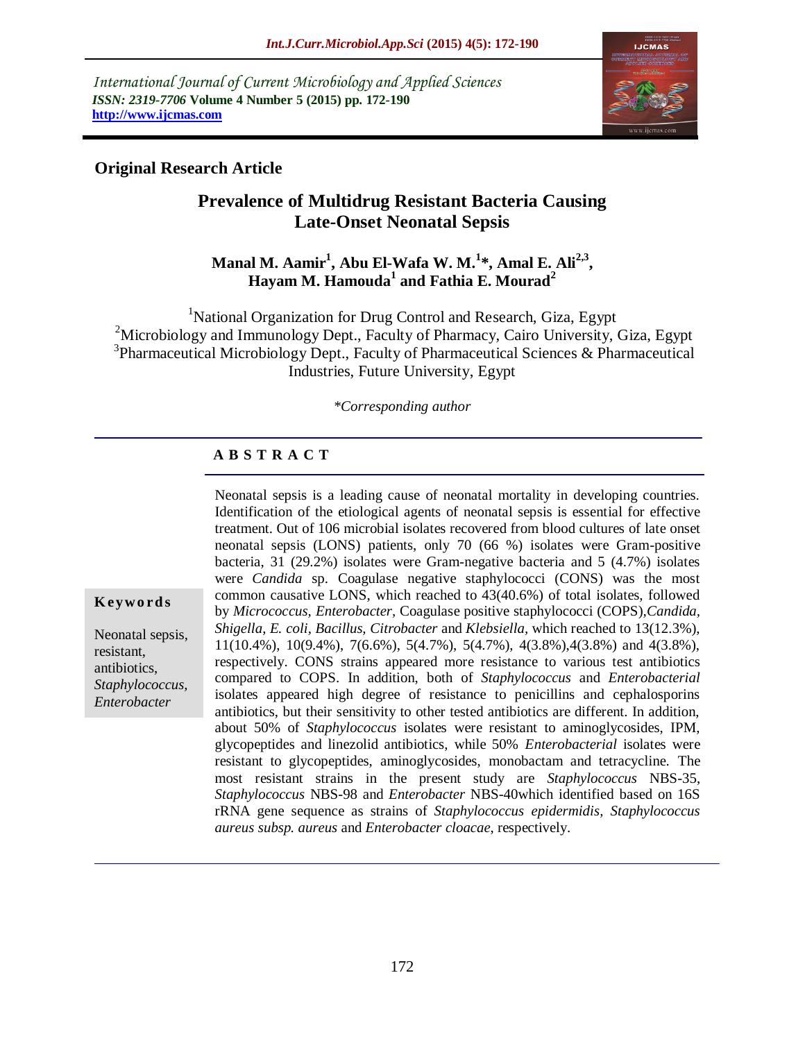International Journal of Current Microbiology and Applied Sciences
*ISSN: 2319-7706* **Volume 4 Number 5 (2015) pp. 172-190**
**http://www.ijcmas.com**

**Original Research Article**

# Prevalence of Multidrug Resistant Bacteria Causing Late-Onset Neonatal Sepsis

**Manal M. Aamir[1], Abu El-Wafa W. M.[1]\*, Amal E. Ali[2,3], Hayam M. Hamouda[1] and Fathia E. Mourad[2]**

[1]National Organization for Drug Control and Research, Giza, Egypt
[2]Microbiology and Immunology Dept., Faculty of Pharmacy, Cairo University, Giza, Egypt
[3]Pharmaceutical Microbiology Dept., Faculty of Pharmaceutical Sciences & Pharmaceutical Industries, Future University, Egypt

*\*Corresponding author*

## A B S T R A C T

**Keywords**

Neonatal sepsis, resistant, antibiotics, *Staphylococcus*, *Enterobacter*

Neonatal sepsis is a leading cause of neonatal mortality in developing countries. Identification of the etiological agents of neonatal sepsis is essential for effective treatment. Out of 106 microbial isolates recovered from blood cultures of late onset neonatal sepsis (LONS) patients, only 70 (66 %) isolates were Gram-positive bacteria, 31 (29.2%) isolates were Gram-negative bacteria and 5 (4.7%) isolates were *Candida* sp. Coagulase negative staphylococci (CONS) was the most common causative LONS, which reached to 43(40.6%) of total isolates, followed by *Micrococcus, Enterobacter,* Coagulase positive staphylococci (COPS),*Candida, Shigella, E. coli, Bacillus, Citrobacter* and *Klebsiella*, which reached to 13(12.3%), 11(10.4%), 10(9.4%), 7(6.6%), 5(4.7%), 5(4.7%), 4(3.8%),4(3.8%) and 4(3.8%), respectively. CONS strains appeared more resistance to various test antibiotics compared to COPS. In addition, both of *Staphylococcus* and *Enterobacterial* isolates appeared high degree of resistance to penicillins and cephalosporins antibiotics, but their sensitivity to other tested antibiotics are different. In addition, about 50% of *Staphylococcus* isolates were resistant to aminoglycosides, IPM, glycopeptides and linezolid antibiotics, while 50% *Enterobacterial* isolates were resistant to glycopeptides, aminoglycosides, monobactam and tetracycline. The most resistant strains in the present study are *Staphylococcus* NBS-35, *Staphylococcus* NBS-98 and *Enterobacter* NBS-40which identified based on 16S rRNA gene sequence as strains of *Staphylococcus epidermidis*, *Staphylococcus aureus subsp. aureus* and *Enterobacter cloacae*, respectively.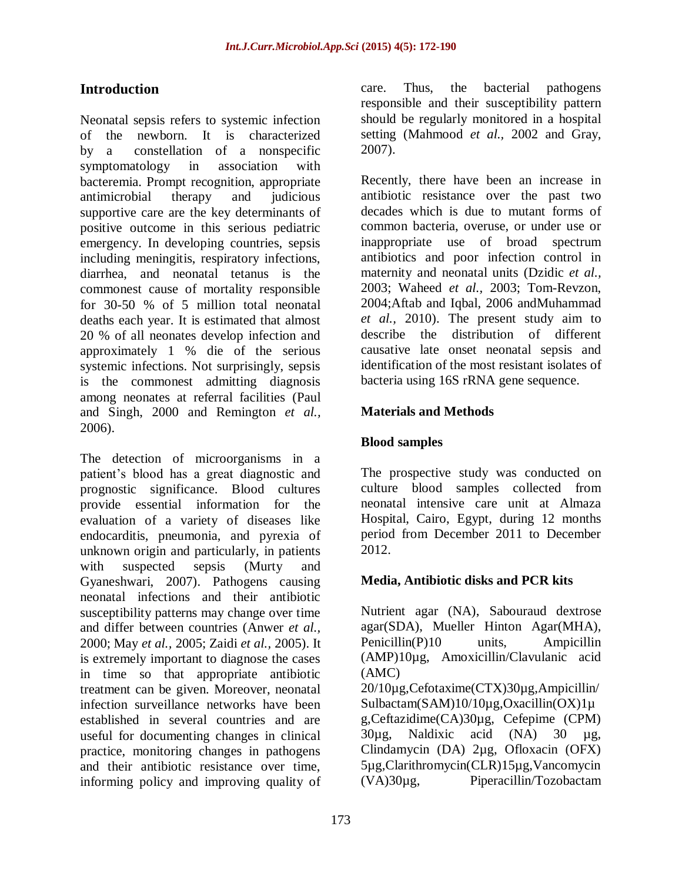## Introduction

Neonatal sepsis refers to systemic infection of the newborn. It is characterized by a constellation of a nonspecific symptomatology in association with bacteremia. Prompt recognition, appropriate antimicrobial therapy and judicious supportive care are the key determinants of positive outcome in this serious pediatric emergency. In developing countries, sepsis including meningitis, respiratory infections, diarrhea, and neonatal tetanus is the commonest cause of mortality responsible for 30-50 % of 5 million total neonatal deaths each year. It is estimated that almost 20 % of all neonates develop infection and approximately 1 % die of the serious systemic infections. Not surprisingly, sepsis is the commonest admitting diagnosis among neonates at referral facilities (Paul and Singh, 2000 and Remington *et al.,* 2006).

The detection of microorganisms in a patient's blood has a great diagnostic and prognostic significance. Blood cultures provide essential information for the evaluation of a variety of diseases like endocarditis, pneumonia, and pyrexia of unknown origin and particularly, in patients with suspected sepsis (Murty and Gyaneshwari, 2007). Pathogens causing neonatal infections and their antibiotic susceptibility patterns may change over time and differ between countries (Anwer *et al.,* 2000; May *et al.,* 2005; Zaidi *et al.,* 2005). It is extremely important to diagnose the cases in time so that appropriate antibiotic treatment can be given. Moreover, neonatal infection surveillance networks have been established in several countries and are useful for documenting changes in clinical practice, monitoring changes in pathogens and their antibiotic resistance over time, informing policy and improving quality of care. Thus, the bacterial pathogens responsible and their susceptibility pattern should be regularly monitored in a hospital setting (Mahmood *et al.,* 2002 and Gray, 2007).

Recently, there have been an increase in antibiotic resistance over the past two decades which is due to mutant forms of common bacteria, overuse, or under use or inappropriate use of broad spectrum antibiotics and poor infection control in maternity and neonatal units (Dzidic *et al.,* 2003; Waheed *et al.,* 2003; Tom-Revzon, 2004;Aftab and Iqbal, 2006 andMuhammad *et al.,* 2010). The present study aim to describe the distribution of different causative late onset neonatal sepsis and identification of the most resistant isolates of bacteria using 16S rRNA gene sequence.

## Materials and Methods

### Blood samples

The prospective study was conducted on culture blood samples collected from neonatal intensive care unit at Almaza Hospital, Cairo, Egypt, during 12 months period from December 2011 to December 2012.

### Media, Antibiotic disks and PCR kits

Nutrient agar (NA), Sabouraud dextrose agar(SDA), Mueller Hinton Agar(MHA), Penicillin(P)10 units, Ampicillin (AMP)10µg, Amoxicillin/Clavulanic acid (AMC) 20/10µg,Cefotaxime(CTX)30µg,Ampicillin/ Sulbactam(SAM)10/10µg,Oxacillin(OX)1µg,Ceftazidime(CA)30µg, Cefepime (CPM) 30µg, Naldixic acid (NA) 30 µg, Clindamycin (DA) 2µg, Ofloxacin (OFX) 5µg,Clarithromycin(CLR)15µg,Vancomycin (VA)30µg, Piperacillin/Tozobactam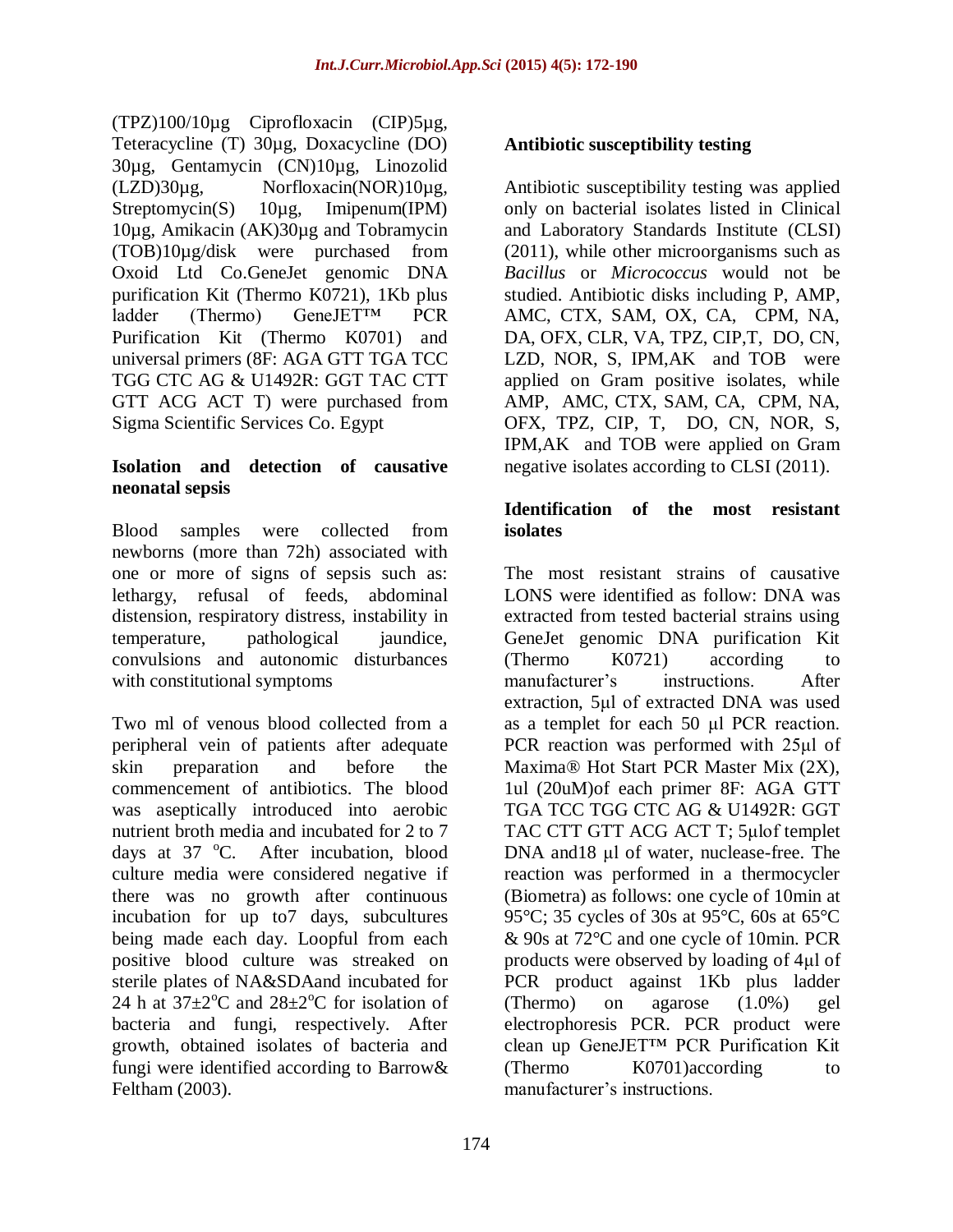(TPZ)100/10µg Ciprofloxacin (CIP)5µg, Teteracycline (T) 30µg, Doxacycline (DO) 30µg, Gentamycin (CN)10µg, Linozolid (LZD)30µg, Norfloxacin(NOR)10µg, Streptomycin(S) 10µg, Imipenum(IPM) 10µg, Amikacin (AK)30µg and Tobramycin (TOB)10µg/disk were purchased from Oxoid Ltd Co.GeneJet genomic DNA purification Kit (Thermo K0721), 1Kb plus ladder (Thermo) GeneJET™ PCR Purification Kit (Thermo K0701) and universal primers (8F: AGA GTT TGA TCC TGG CTC AG & U1492R: GGT TAC CTT GTT ACG ACT T) were purchased from Sigma Scientific Services Co. Egypt

### Isolation and detection of causative neonatal sepsis

Blood samples were collected from newborns (more than 72h) associated with one or more of signs of sepsis such as: lethargy, refusal of feeds, abdominal distension, respiratory distress, instability in temperature, pathological jaundice, convulsions and autonomic disturbances with constitutional symptoms

Two ml of venous blood collected from a peripheral vein of patients after adequate skin preparation and before the commencement of antibiotics. The blood was aseptically introduced into aerobic nutrient broth media and incubated for 2 to 7 days at 37 $^{o}$C. After incubation, blood culture media were considered negative if there was no growth after continuous incubation for up to7 days, subcultures being made each day. Loopful from each positive blood culture was streaked on sterile plates of NA&SDAand incubated for 24 h at 37±2$^{o}$C and 28±2$^{o}$C for isolation of bacteria and fungi, respectively. After growth, obtained isolates of bacteria and fungi were identified according to Barrow& Feltham (2003).

### Antibiotic susceptibility testing

Antibiotic susceptibility testing was applied only on bacterial isolates listed in Clinical and Laboratory Standards Institute (CLSI) (2011), while other microorganisms such as *Bacillus* or *Micrococcus* would not be studied. Antibiotic disks including P, AMP, AMC, CTX, SAM, OX, CA, CPM, NA, DA, OFX, CLR, VA, TPZ, CIP,T, DO, CN, LZD, NOR, S, IPM,AK and TOB were applied on Gram positive isolates, while AMP, AMC, CTX, SAM, CA, CPM, NA, OFX, TPZ, CIP, T, DO, CN, NOR, S, IPM,AK and TOB were applied on Gram negative isolates according to CLSI (2011).

### Identification of the most resistant isolates

The most resistant strains of causative LONS were identified as follow: DNA was extracted from tested bacterial strains using GeneJet genomic DNA purification Kit (Thermo K0721) according to manufacturer's instructions. After extraction, 5µl of extracted DNA was used as a templet for each 50 µl PCR reaction. PCR reaction was performed with 25µl of Maxima® Hot Start PCR Master Mix (2X), 1ul (20uM)of each primer 8F: AGA GTT TGA TCC TGG CTC AG & U1492R: GGT TAC CTT GTT ACG ACT T; 5µlof templet DNA and18 µl of water, nuclease-free. The reaction was performed in a thermocycler (Biometra) as follows: one cycle of 10min at 95°C; 35 cycles of 30s at 95°C, 60s at 65°C & 90s at 72°C and one cycle of 10min. PCR products were observed by loading of 4µl of PCR product against 1Kb plus ladder (Thermo) on agarose (1.0%) gel electrophoresis PCR. PCR product were clean up GeneJET™ PCR Purification Kit (Thermo K0701)according to manufacturer's instructions.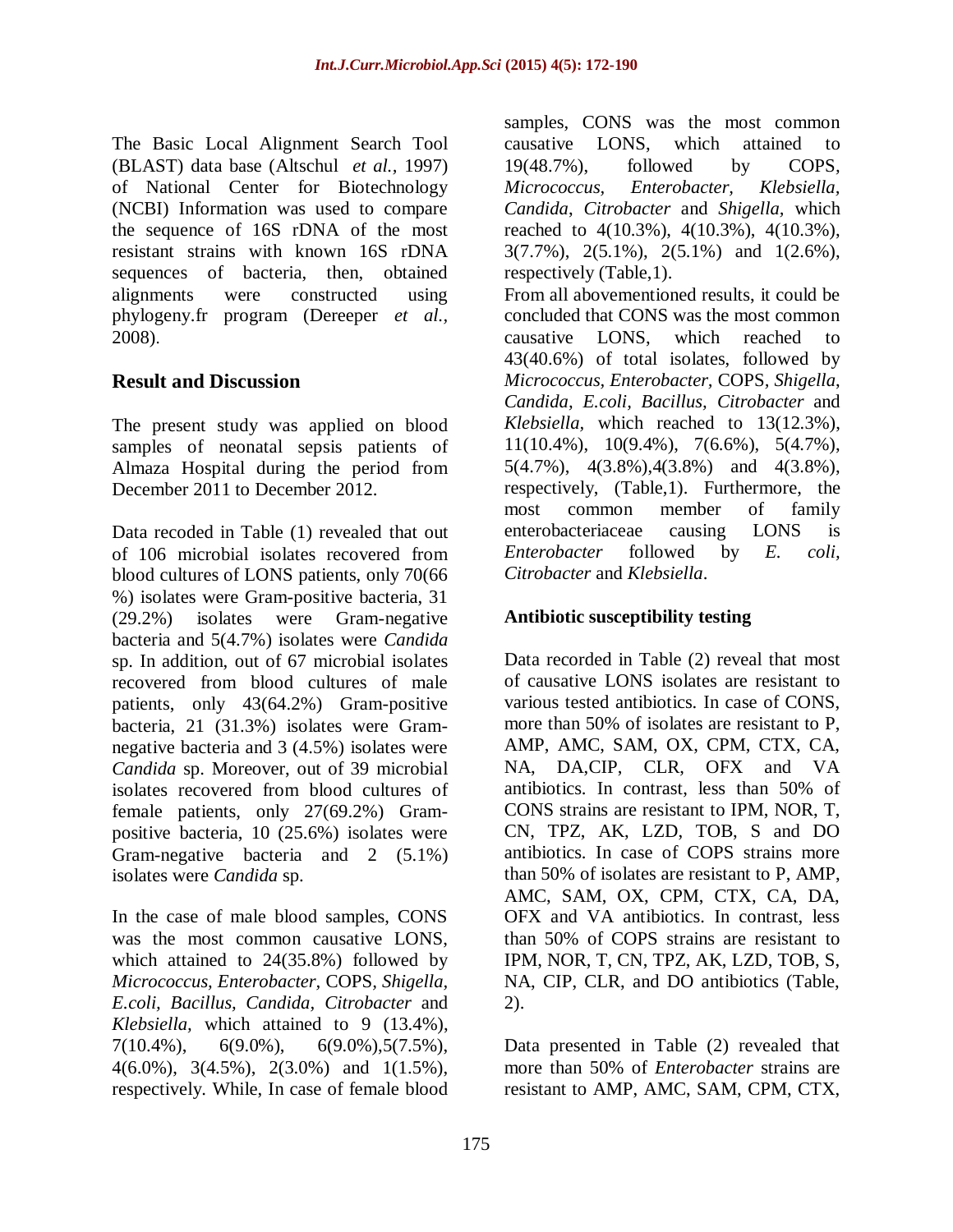The Basic Local Alignment Search Tool (BLAST) data base (Altschul *et al.*, 1997) of National Center for Biotechnology (NCBI) Information was used to compare the sequence of 16S rDNA of the most resistant strains with known 16S rDNA sequences of bacteria, then, obtained alignments were constructed using phylogeny.fr program (Dereeper *et al.*, 2008).

## Result and Discussion

The present study was applied on blood samples of neonatal sepsis patients of Almaza Hospital during the period from December 2011 to December 2012.

Data recoded in Table (1) revealed that out of 106 microbial isolates recovered from blood cultures of LONS patients, only 70(66 %) isolates were Gram-positive bacteria, 31 (29.2%) isolates were Gram-negative bacteria and 5(4.7%) isolates were *Candida* sp. In addition, out of 67 microbial isolates recovered from blood cultures of male patients, only 43(64.2%) Gram-positive bacteria, 21 (31.3%) isolates were Gram-negative bacteria and 3 (4.5%) isolates were *Candida* sp. Moreover, out of 39 microbial isolates recovered from blood cultures of female patients, only 27(69.2%) Gram-positive bacteria, 10 (25.6%) isolates were Gram-negative bacteria and 2 (5.1%) isolates were *Candida* sp.

In the case of male blood samples, CONS was the most common causative LONS, which attained to 24(35.8%) followed by *Micrococcus*, *Enterobacter*, COPS, *Shigella, E.coli, Bacillus*, *Candida*, *Citrobacter* and *Klebsiella,* which attained to 9 (13.4%), 7(10.4%), 6(9.0%), 6(9.0%),5(7.5%), 4(6.0%), 3(4.5%), 2(3.0%) and 1(1.5%), respectively. While, In case of female blood samples, CONS was the most common causative LONS, which attained to 19(48.7%), followed by COPS, *Micrococcus*, *Enterobacter*, *Klebsiella*, *Candida*, *Citrobacter* and *Shigella*, which reached to 4(10.3%), 4(10.3%), 4(10.3%), 3(7.7%), 2(5.1%), 2(5.1%) and 1(2.6%), respectively (Table,1).

From all abovementioned results, it could be concluded that CONS was the most common causative LONS, which reached to 43(40.6%) of total isolates, followed by *Micrococcus*, *Enterobacter,* COPS, *Shigella*, *Candida, E.coli, Bacillus, Citrobacter* and *Klebsiella,* which reached to 13(12.3%), 11(10.4%), 10(9.4%), 7(6.6%), 5(4.7%), 5(4.7%), 4(3.8%),4(3.8%) and 4(3.8%), respectively, (Table,1). Furthermore, the most common member of family enterobacteriaceae causing LONS is *Enterobacter* followed by *E. coli, Citrobacter* and *Klebsiella*.

### Antibiotic susceptibility testing

Data recorded in Table (2) reveal that most of causative LONS isolates are resistant to various tested antibiotics. In case of CONS, more than 50% of isolates are resistant to P, AMP, AMC, SAM, OX, CPM, CTX, CA, NA, DA,CIP, CLR, OFX and VA antibiotics. In contrast, less than 50% of CONS strains are resistant to IPM, NOR, T, CN, TPZ, AK, LZD, TOB, S and DO antibiotics. In case of COPS strains more than 50% of isolates are resistant to P, AMP, AMC, SAM, OX, CPM, CTX, CA, DA, OFX and VA antibiotics. In contrast, less than 50% of COPS strains are resistant to IPM, NOR, T, CN, TPZ, AK, LZD, TOB, S, NA, CIP, CLR, and DO antibiotics (Table, 2).

Data presented in Table (2) revealed that more than 50% of *Enterobacter* strains are resistant to AMP, AMC, SAM, CPM, CTX,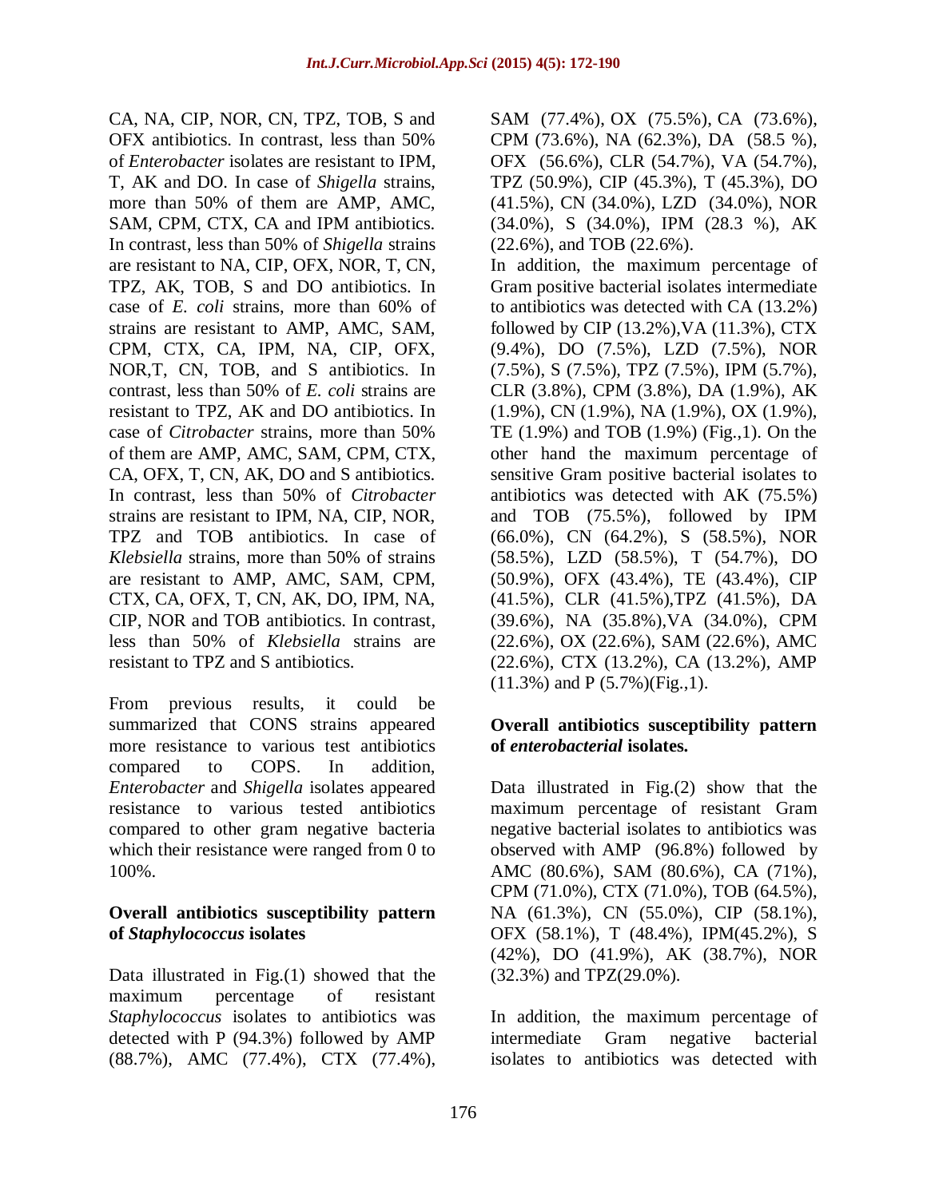CA, NA, CIP, NOR, CN, TPZ, TOB, S and OFX antibiotics. In contrast, less than 50% of *Enterobacter* isolates are resistant to IPM, T, AK and DO. In case of *Shigella* strains, more than 50% of them are AMP, AMC, SAM, CPM, CTX, CA and IPM antibiotics. In contrast, less than 50% of *Shigella* strains are resistant to NA, CIP, OFX, NOR, T, CN, TPZ, AK, TOB, S and DO antibiotics. In case of *E. coli* strains, more than 60% of strains are resistant to AMP, AMC, SAM, CPM, CTX, CA, IPM, NA, CIP, OFX, NOR,T, CN, TOB, and S antibiotics. In contrast, less than 50% of *E. coli* strains are resistant to TPZ, AK and DO antibiotics. In case of *Citrobacter* strains, more than 50% of them are AMP, AMC, SAM, CPM, CTX, CA, OFX, T, CN, AK, DO and S antibiotics. In contrast, less than 50% of *Citrobacter* strains are resistant to IPM, NA, CIP, NOR, TPZ and TOB antibiotics. In case of *Klebsiella* strains, more than 50% of strains are resistant to AMP, AMC, SAM, CPM, CTX, CA, OFX, T, CN, AK, DO, IPM, NA, CIP, NOR and TOB antibiotics. In contrast, less than 50% of *Klebsiella* strains are resistant to TPZ and S antibiotics.

From previous results, it could be summarized that CONS strains appeared more resistance to various test antibiotics compared to COPS. In addition, *Enterobacter* and *Shigella* isolates appeared resistance to various tested antibiotics compared to other gram negative bacteria which their resistance were ranged from 0 to 100%.

### Overall antibiotics susceptibility pattern of *Staphylococcus* isolates

Data illustrated in Fig.(1) showed that the maximum percentage of resistant *Staphylococcus* isolates to antibiotics was detected with P (94.3%) followed by AMP (88.7%), AMC (77.4%), CTX (77.4%), SAM (77.4%), OX (75.5%), CA (73.6%), CPM (73.6%), NA (62.3%), DA (58.5 %), OFX (56.6%), CLR (54.7%), VA (54.7%), TPZ (50.9%), CIP (45.3%), T (45.3%), DO (41.5%), CN (34.0%), LZD (34.0%), NOR (34.0%), S (34.0%), IPM (28.3 %), AK (22.6%), and TOB (22.6%).

In addition, the maximum percentage of Gram positive bacterial isolates intermediate to antibiotics was detected with CA (13.2%) followed by CIP (13.2%),VA (11.3%), CTX (9.4%), DO (7.5%), LZD (7.5%), NOR (7.5%), S (7.5%), TPZ (7.5%), IPM (5.7%), CLR (3.8%), CPM (3.8%), DA (1.9%), AK (1.9%), CN (1.9%), NA (1.9%), OX (1.9%), TE (1.9%) and TOB (1.9%) (Fig.,1). On the other hand the maximum percentage of sensitive Gram positive bacterial isolates to antibiotics was detected with AK (75.5%) and TOB (75.5%), followed by IPM (66.0%), CN (64.2%), S (58.5%), NOR (58.5%), LZD (58.5%), T (54.7%), DO (50.9%), OFX (43.4%), TE (43.4%), CIP (41.5%), CLR (41.5%),TPZ (41.5%), DA (39.6%), NA (35.8%),VA (34.0%), CPM (22.6%), OX (22.6%), SAM (22.6%), AMC (22.6%), CTX (13.2%), CA (13.2%), AMP (11.3%) and P (5.7%)(Fig.,1).

### Overall antibiotics susceptibility pattern of *enterobacterial* isolates.

Data illustrated in Fig.(2) show that the maximum percentage of resistant Gram negative bacterial isolates to antibiotics was observed with AMP (96.8%) followed by AMC (80.6%), SAM (80.6%), CA (71%), CPM (71.0%), CTX (71.0%), TOB (64.5%), NA (61.3%), CN (55.0%), CIP (58.1%), OFX (58.1%), T (48.4%), IPM(45.2%), S (42%), DO (41.9%), AK (38.7%), NOR (32.3%) and TPZ(29.0%).

In addition, the maximum percentage of intermediate Gram negative bacterial isolates to antibiotics was detected with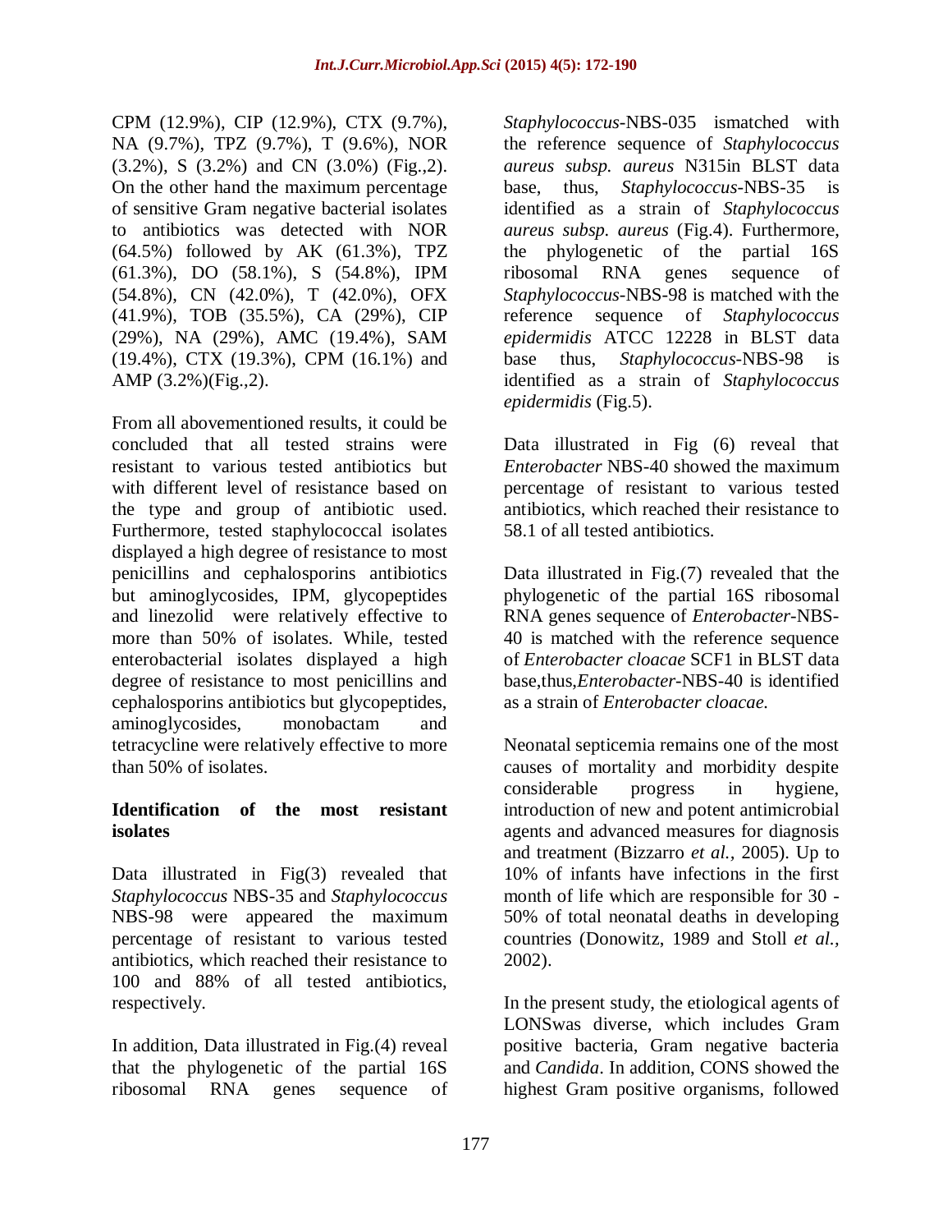CPM (12.9%), CIP (12.9%), CTX (9.7%), NA (9.7%), TPZ (9.7%), T (9.6%), NOR (3.2%), S (3.2%) and CN (3.0%) (Fig.,2). On the other hand the maximum percentage of sensitive Gram negative bacterial isolates to antibiotics was detected with NOR (64.5%) followed by AK (61.3%), TPZ (61.3%), DO (58.1%), S (54.8%), IPM (54.8%), CN (42.0%), T (42.0%), OFX (41.9%), TOB (35.5%), CA (29%), CIP (29%), NA (29%), AMC (19.4%), SAM (19.4%), CTX (19.3%), CPM (16.1%) and AMP (3.2%)(Fig.,2).

From all abovementioned results, it could be concluded that all tested strains were resistant to various tested antibiotics but with different level of resistance based on the type and group of antibiotic used. Furthermore, tested staphylococcal isolates displayed a high degree of resistance to most penicillins and cephalosporins antibiotics but aminoglycosides, IPM, glycopeptides and linezolid were relatively effective to more than 50% of isolates. While, tested enterobacterial isolates displayed a high degree of resistance to most penicillins and cephalosporins antibiotics but glycopeptides, aminoglycosides, monobactam and tetracycline were relatively effective to more than 50% of isolates.

### Identification of the most resistant isolates

Data illustrated in Fig(3) revealed that *Staphylococcus* NBS-35 and *Staphylococcus* NBS-98 were appeared the maximum percentage of resistant to various tested antibiotics, which reached their resistance to 100 and 88% of all tested antibiotics, respectively.

In addition, Data illustrated in Fig.(4) reveal that the phylogenetic of the partial 16S ribosomal RNA genes sequence of *Staphylococcus*-NBS-035 ismatched with the reference sequence of *Staphylococcus aureus subsp. aureus* N315in BLST data base, thus, *Staphylococcus*-NBS-35 is identified as a strain of *Staphylococcus aureus subsp. aureus* (Fig.4). Furthermore, the phylogenetic of the partial 16S ribosomal RNA genes sequence of *Staphylococcus*-NBS-98 is matched with the reference sequence of *Staphylococcus epidermidis* ATCC 12228 in BLST data base thus, *Staphylococcus*-NBS-98 is identified as a strain of *Staphylococcus epidermidis* (Fig.5).

Data illustrated in Fig (6) reveal that *Enterobacter* NBS-40 showed the maximum percentage of resistant to various tested antibiotics, which reached their resistance to 58.1 of all tested antibiotics.

Data illustrated in Fig.(7) revealed that the phylogenetic of the partial 16S ribosomal RNA genes sequence of *Enterobacter*-NBS-40 is matched with the reference sequence of *Enterobacter cloacae* SCF1 in BLST data base,thus,*Enterobacter*-NBS-40 is identified as a strain of *Enterobacter cloacae.*

Neonatal septicemia remains one of the most causes of mortality and morbidity despite considerable progress in hygiene, introduction of new and potent antimicrobial agents and advanced measures for diagnosis and treatment (Bizzarro *et al.*, 2005). Up to 10% of infants have infections in the first month of life which are responsible for 30 - 50% of total neonatal deaths in developing countries (Donowitz, 1989 and Stoll *et al.*, 2002).

In the present study, the etiological agents of LONSwas diverse, which includes Gram positive bacteria, Gram negative bacteria and *Candida*. In addition, CONS showed the highest Gram positive organisms, followed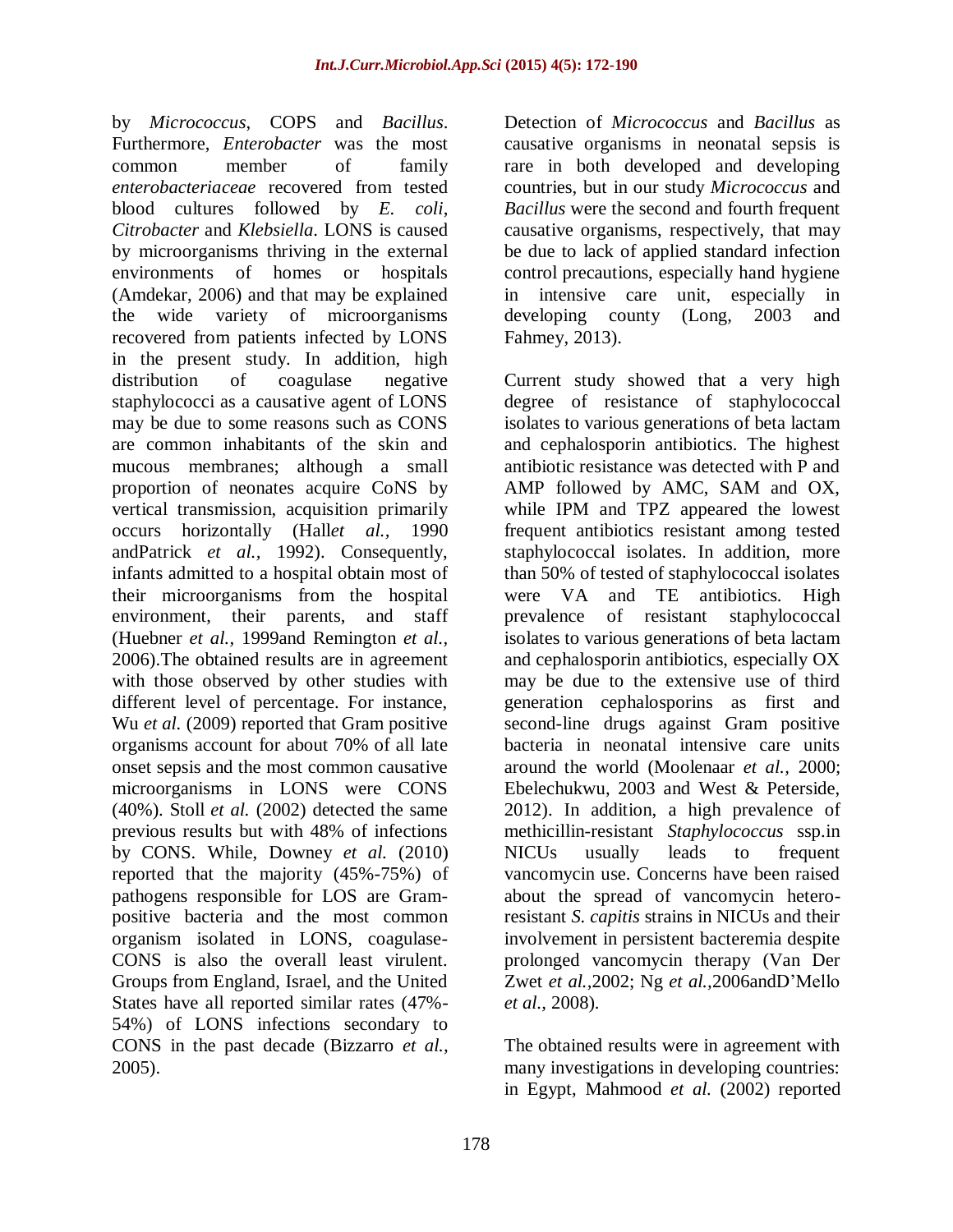by *Micrococcus*, COPS and *Bacillus*. Furthermore, *Enterobacter* was the most common member of family *enterobacteriaceae* recovered from tested blood cultures followed by *E. coli*, *Citrobacter* and *Klebsiella*. LONS is caused by microorganisms thriving in the external environments of homes or hospitals (Amdekar, 2006) and that may be explained the wide variety of microorganisms recovered from patients infected by LONS in the present study. In addition, high distribution of coagulase negative staphylococci as a causative agent of LONS may be due to some reasons such as CONS are common inhabitants of the skin and mucous membranes; although a small proportion of neonates acquire CoNS by vertical transmission, acquisition primarily occurs horizontally (Hall*et al.,* 1990 andPatrick *et al.,* 1992). Consequently, infants admitted to a hospital obtain most of their microorganisms from the hospital environment, their parents, and staff (Huebner *et al.,* 1999and Remington *et al.,* 2006).The obtained results are in agreement with those observed by other studies with different level of percentage. For instance, Wu *et al.* (2009) reported that Gram positive organisms account for about 70% of all late onset sepsis and the most common causative microorganisms in LONS were CONS (40%). Stoll *et al.* (2002) detected the same previous results but with 48% of infections by CONS. While, Downey *et al.* (2010) reported that the majority (45%-75%) of pathogens responsible for LOS are Gram-positive bacteria and the most common organism isolated in LONS, coagulase-CONS is also the overall least virulent. Groups from England, Israel, and the United States have all reported similar rates (47%-54%) of LONS infections secondary to CONS in the past decade (Bizzarro *et al.,* 2005).

Detection of *Micrococcus* and *Bacillus* as causative organisms in neonatal sepsis is rare in both developed and developing countries, but in our study *Micrococcus* and *Bacillus* were the second and fourth frequent causative organisms, respectively, that may be due to lack of applied standard infection control precautions, especially hand hygiene in intensive care unit, especially in developing county (Long, 2003 and Fahmey, 2013).

Current study showed that a very high degree of resistance of staphylococcal isolates to various generations of beta lactam and cephalosporin antibiotics. The highest antibiotic resistance was detected with P and AMP followed by AMC, SAM and OX, while IPM and TPZ appeared the lowest frequent antibiotics resistant among tested staphylococcal isolates. In addition, more than 50% of tested of staphylococcal isolates were VA and TE antibiotics. High prevalence of resistant staphylococcal isolates to various generations of beta lactam and cephalosporin antibiotics, especially OX may be due to the extensive use of third generation cephalosporins as first and second-line drugs against Gram positive bacteria in neonatal intensive care units around the world (Moolenaar *et al.,* 2000; Ebelechukwu, 2003 and West & Peterside, 2012). In addition, a high prevalence of methicillin-resistant *Staphylococcus* ssp.in NICUs usually leads to frequent vancomycin use. Concerns have been raised about the spread of vancomycin hetero-resistant *S. capitis* strains in NICUs and their involvement in persistent bacteremia despite prolonged vancomycin therapy (Van Der Zwet *et al.,*2002; Ng *et al.,*2006andD'Mello *et al.,* 2008).

The obtained results were in agreement with many investigations in developing countries: in Egypt, Mahmood *et al.* (2002) reported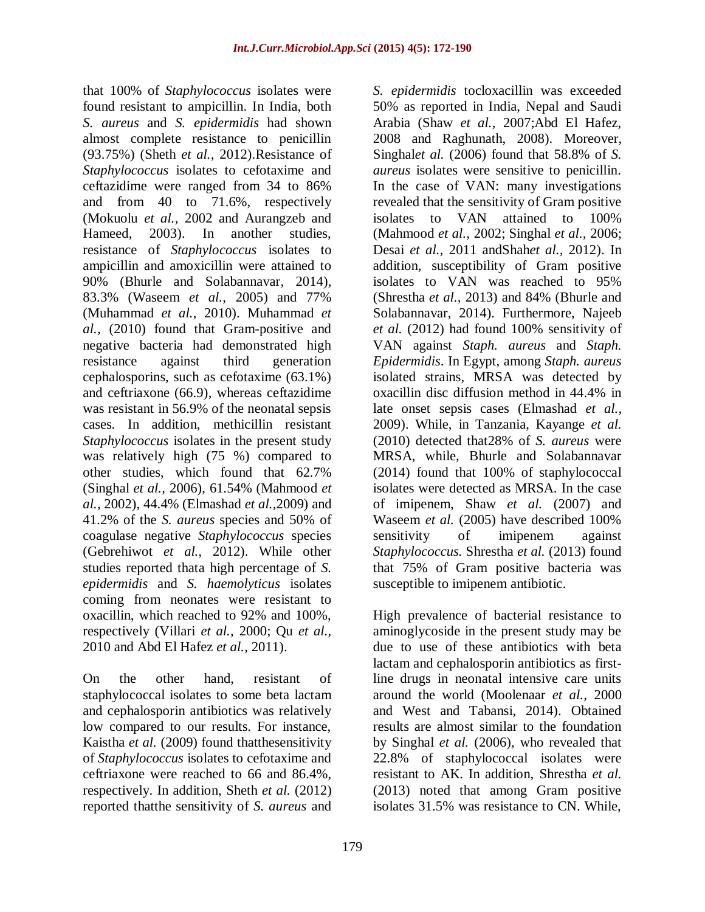that 100% of *Staphylococcus* isolates were found resistant to ampicillin. In India, both *S. aureus* and *S. epidermidis* had shown almost complete resistance to penicillin (93.75%) (Sheth *et al.,* 2012).Resistance of *Staphylococcus* isolates to cefotaxime and ceftazidime were ranged from 34 to 86% and from 40 to 71.6%, respectively (Mokuolu *et al.,* 2002 and Aurangzeb and Hameed, 2003). In another studies, resistance of *Staphylococcus* isolates to ampicillin and amoxicillin were attained to 90% (Bhurle and Solabannavar, 2014), 83.3% (Waseem *et al.,* 2005) and 77% (Muhammad *et al.,* 2010). Muhammad *et al.,* (2010) found that Gram-positive and negative bacteria had demonstrated high resistance against third generation cephalosporins, such as cefotaxime (63.1%) and ceftriaxone (66.9), whereas ceftazidime was resistant in 56.9% of the neonatal sepsis cases. In addition, methicillin resistant *Staphylococcus* isolates in the present study was relatively high (75 %) compared to other studies, which found that 62.7% (Singhal *et al.,* 2006), 61.54% (Mahmood *et al.,* 2002), 44.4% (Elmashad *et al.,*2009) and 41.2% of the *S. aureus* species and 50% of coagulase negative *Staphylococcus* species (Gebrehiwot *et al.,* 2012). While other studies reported thata high percentage of *S. epidermidis* and *S. haemolyticus* isolates coming from neonates were resistant to oxacillin, which reached to 92% and 100%, respectively (Villari *et al.,* 2000; Qu *et al.,* 2010 and Abd El Hafez *et al.,* 2011).

On the other hand, resistant of staphylococcal isolates to some beta lactam and cephalosporin antibiotics was relatively low compared to our results. For instance, Kaistha *et al.* (2009) found thatthesensitivity of *Staphylococcus* isolates to cefotaxime and ceftriaxone were reached to 66 and 86.4%, respectively. In addition, Sheth *et al.* (2012) reported thatthe sensitivity of *S. aureus* and *S. epidermidis* tocloxacillin was exceeded 50% as reported in India, Nepal and Saudi Arabia (Shaw *et al.,* 2007;Abd El Hafez, 2008 and Raghunath, 2008). Moreover, Singhal*et al.* (2006) found that 58.8% of *S. aureus* isolates were sensitive to penicillin. In the case of VAN: many investigations revealed that the sensitivity of Gram positive isolates to VAN attained to 100% (Mahmood *et al.,* 2002; Singhal *et al.,* 2006; Desai *et al.,* 2011 andShah*et al.,* 2012). In addition, susceptibility of Gram positive isolates to VAN was reached to 95% (Shrestha *et al.,* 2013) and 84% (Bhurle and Solabannavar, 2014). Furthermore, Najeeb *et al.* (2012) had found 100% sensitivity of VAN against *Staph. aureus* and *Staph. Epidermidis*. In Egypt, among *Staph. aureus* isolated strains, MRSA was detected by oxacillin disc diffusion method in 44.4% in late onset sepsis cases (Elmashad *et al.,* 2009). While, in Tanzania, Kayange *et al.* (2010) detected that28% of *S. aureus* were MRSA, while, Bhurle and Solabannavar (2014) found that 100% of staphylococcal isolates were detected as MRSA. In the case of imipenem, Shaw *et al.* (2007) and Waseem *et al.* (2005) have described 100% sensitivity of imipenem against *Staphylococcus.* Shrestha *et al.* (2013) found that 75% of Gram positive bacteria was susceptible to imipenem antibiotic.

High prevalence of bacterial resistance to aminoglycoside in the present study may be due to use of these antibiotics with beta lactam and cephalosporin antibiotics as first-line drugs in neonatal intensive care units around the world (Moolenaar *et al.,* 2000 and West and Tabansi, 2014). Obtained results are almost similar to the foundation by Singhal *et al.* (2006), who revealed that 22.8% of staphylococcal isolates were resistant to AK. In addition, Shrestha *et al.* (2013) noted that among Gram positive isolates 31.5% was resistance to CN. While,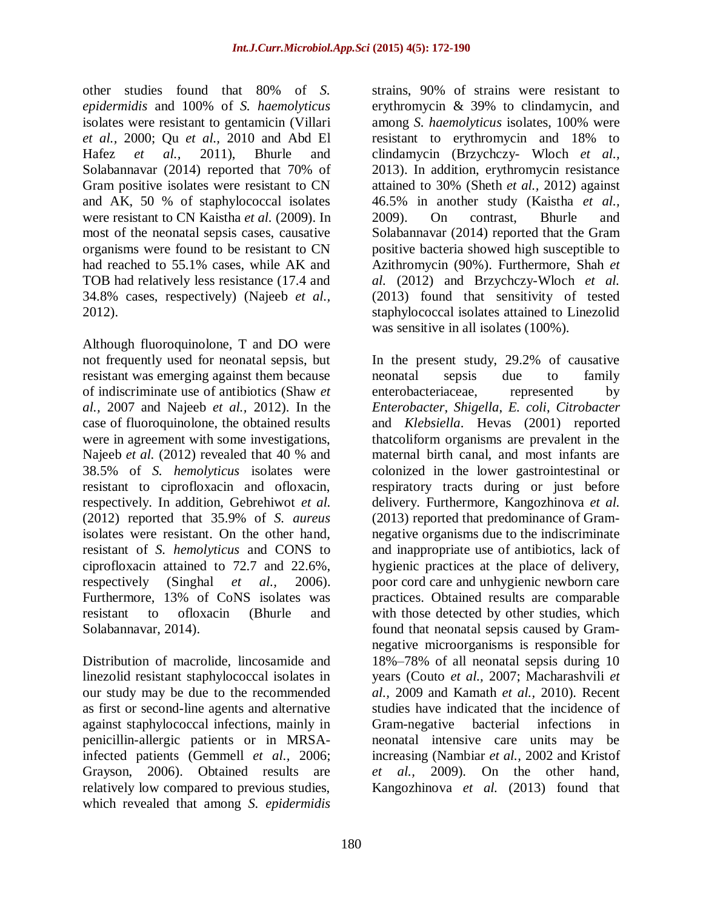other studies found that 80% of *S. epidermidis* and 100% of *S. haemolyticus* isolates were resistant to gentamicin (Villari *et al.,* 2000; Qu *et al.,* 2010 and Abd El Hafez *et al.,* 2011), Bhurle and Solabannavar (2014) reported that 70% of Gram positive isolates were resistant to CN and AK, 50 % of staphylococcal isolates were resistant to CN Kaistha *et al.* (2009). In most of the neonatal sepsis cases, causative organisms were found to be resistant to CN had reached to 55.1% cases, while AK and TOB had relatively less resistance (17.4 and 34.8% cases, respectively) (Najeeb *et al.,* 2012).

Although fluoroquinolone, T and DO were not frequently used for neonatal sepsis, but resistant was emerging against them because of indiscriminate use of antibiotics (Shaw *et al.,* 2007 and Najeeb *et al.,* 2012). In the case of fluoroquinolone, the obtained results were in agreement with some investigations, Najeeb *et al.* (2012) revealed that 40 % and 38.5% of *S. hemolyticus* isolates were resistant to ciprofloxacin and ofloxacin, respectively. In addition, Gebrehiwot *et al.* (2012) reported that 35.9% of *S. aureus* isolates were resistant. On the other hand, resistant of *S. hemolyticus* and CONS to ciprofloxacin attained to 72.7 and 22.6%, respectively (Singhal *et al.,* 2006). Furthermore, 13% of CoNS isolates was resistant to ofloxacin (Bhurle and Solabannavar, 2014).

Distribution of macrolide, lincosamide and linezolid resistant staphylococcal isolates in our study may be due to the recommended as first or second-line agents and alternative against staphylococcal infections, mainly in penicillin-allergic patients or in MRSA-infected patients (Gemmell *et al.,* 2006; Grayson, 2006). Obtained results are relatively low compared to previous studies, which revealed that among *S. epidermidis* strains, 90% of strains were resistant to erythromycin & 39% to clindamycin, and among *S. haemolyticus* isolates, 100% were resistant to erythromycin and 18% to clindamycin (Brzychczy- Wloch *et al.,* 2013). In addition, erythromycin resistance attained to 30% (Sheth *et al.,* 2012) against 46.5% in another study (Kaistha *et al.,* 2009). On contrast, Bhurle and Solabannavar (2014) reported that the Gram positive bacteria showed high susceptible to Azithromycin (90%). Furthermore, Shah *et al.* (2012) and Brzychczy-Wloch *et al.* (2013) found that sensitivity of tested staphylococcal isolates attained to Linezolid was sensitive in all isolates (100%).

In the present study, 29.2% of causative neonatal sepsis due to family enterobacteriaceae, represented by *Enterobacter*, *Shigella*, *E. coli*, *Citrobacter* and *Klebsiella*. Hevas (2001) reported thatcoliform organisms are prevalent in the maternal birth canal, and most infants are colonized in the lower gastrointestinal or respiratory tracts during or just before delivery. Furthermore, Kangozhinova *et al.* (2013) reported that predominance of Gram-negative organisms due to the indiscriminate and inappropriate use of antibiotics, lack of hygienic practices at the place of delivery, poor cord care and unhygienic newborn care practices. Obtained results are comparable with those detected by other studies, which found that neonatal sepsis caused by Gram-negative microorganisms is responsible for 18%–78% of all neonatal sepsis during 10 years (Couto *et al.,* 2007; Macharashvili *et al.,* 2009 and Kamath *et al.,* 2010). Recent studies have indicated that the incidence of Gram-negative bacterial infections in neonatal intensive care units may be increasing (Nambiar *et al.,* 2002 and Kristof *et al.,* 2009). On the other hand, Kangozhinova *et al.* (2013) found that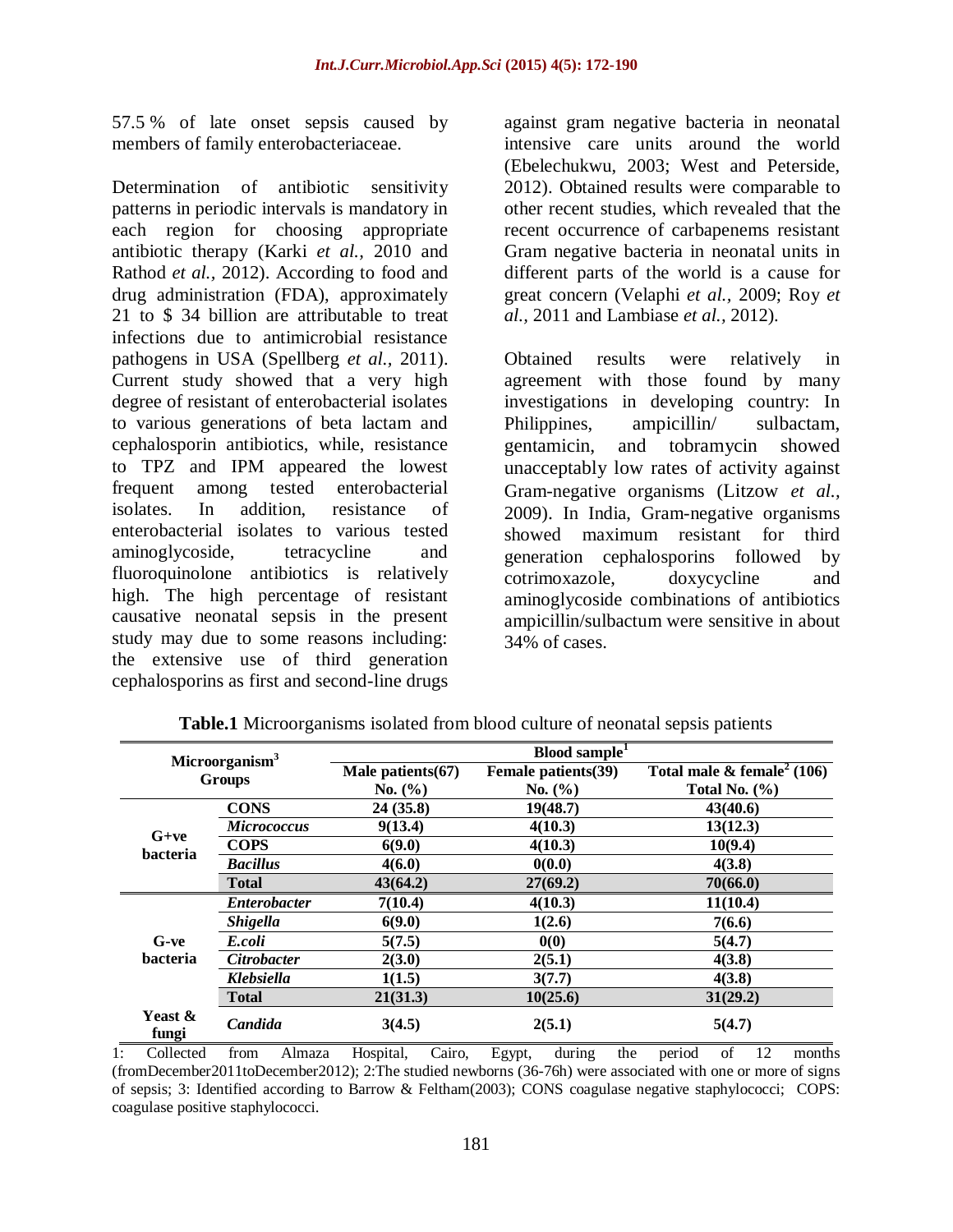57.5 % of late onset sepsis caused by members of family enterobacteriaceae.

Determination of antibiotic sensitivity patterns in periodic intervals is mandatory in each region for choosing appropriate antibiotic therapy (Karki *et al.,* 2010 and Rathod *et al.,* 2012). According to food and drug administration (FDA), approximately 21 to $ 34 billion are attributable to treat infections due to antimicrobial resistance pathogens in USA (Spellberg *et al.,* 2011). Current study showed that a very high degree of resistant of enterobacterial isolates to various generations of beta lactam and cephalosporin antibiotics, while, resistance to TPZ and IPM appeared the lowest frequent among tested enterobacterial isolates. In addition, resistance of enterobacterial isolates to various tested aminoglycoside, tetracycline and fluoroquinolone antibiotics is relatively high. The high percentage of resistant causative neonatal sepsis in the present study may due to some reasons including: the extensive use of third generation cephalosporins as first and second-line drugs against gram negative bacteria in neonatal intensive care units around the world (Ebelechukwu, 2003; West and Peterside, 2012). Obtained results were comparable to other recent studies, which revealed that the recent occurrence of carbapenems resistant Gram negative bacteria in neonatal units in different parts of the world is a cause for great concern (Velaphi *et al.,* 2009; Roy *et al.,* 2011 and Lambiase *et al.,* 2012).

Obtained results were relatively in agreement with those found by many investigations in developing country: In Philippines, ampicillin/ sulbactam, gentamicin, and tobramycin showed unacceptably low rates of activity against Gram-negative organisms (Litzow *et al.,* 2009). In India, Gram-negative organisms showed maximum resistant for third generation cephalosporins followed by cotrimoxazole, doxycycline and aminoglycoside combinations of antibiotics ampicillin/sulbactum were sensitive in about 34% of cases.

**Table.1** Microorganisms isolated from blood culture of neonatal sepsis patients

| Microorganism[3] Groups | | Blood sample[1] | | |
|---|---|---|---|---|
| | | **Male patients(67) No. (%)** | **Female patients(39) No. (%)** | **Total male & female[2] (106) Total No. (%)** |
| **G+ve bacteria** | **CONS** | **24 (35.8)** | **19(48.7)** | **43(40.6)** |
| | ***Micrococcus*** | **9(13.4)** | **4(10.3)** | **13(12.3)** |
| | **COPS** | **6(9.0)** | **4(10.3)** | **10(9.4)** |
| | ***Bacillus*** | **4(6.0)** | **0(0.0)** | **4(3.8)** |
| | **Total** | **43(64.2)** | **27(69.2)** | **70(66.0)** |
| **G-ve bacteria** | ***Enterobacter*** | **7(10.4)** | **4(10.3)** | **11(10.4)** |
| | ***Shigella*** | **6(9.0)** | **1(2.6)** | **7(6.6)** |
| | ***E.coli*** | **5(7.5)** | **0(0)** | **5(4.7)** |
| | ***Citrobacter*** | **2(3.0)** | **2(5.1)** | **4(3.8)** |
| | ***Klebsiella*** | **1(1.5)** | **3(7.7)** | **4(3.8)** |
| | **Total** | **21(31.3)** | **10(25.6)** | **31(29.2)** |
| **Yeast & fungi** | ***Candida*** | **3(4.5)** | **2(5.1)** | **5(4.7)** |

1: Collected from Almaza Hospital, Cairo, Egypt, during the period of 12 months (fromDecember2011toDecember2012); 2:The studied newborns (36-76h) were associated with one or more of signs of sepsis; 3: Identified according to Barrow & Feltham(2003); CONS coagulase negative staphylococci; COPS: coagulase positive staphylococci.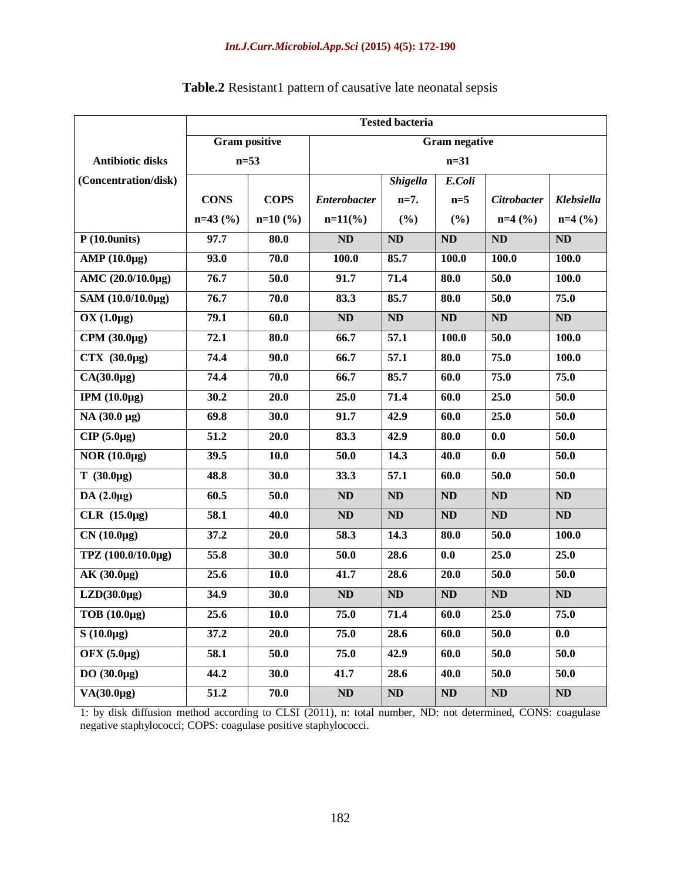**Table.2** Resistant1 pattern of causative late neonatal sepsis

| Antibiotic disks (Concentration/disk) | Tested bacteria | | | | | | |
|---|---|---|---|---|---|---|---|
| | Gram positive n=53 | | Gram negative n=31 | | | | |
| | CONS n=43 (%) | COPS n=10 (%) | *Enterobacter* n=11(%) | *Shigella* n=7. (%) | *E.Coli* n=5 (%) | *Citrobacter* n=4 (%) | *Klebsiella* n=4 (%) |
| P (10.0units) | 97.7 | 80.0 | ND | ND | ND | ND | ND |
| AMP (10.0µg) | 93.0 | 70.0 | 100.0 | 85.7 | 100.0 | 100.0 | 100.0 |
| AMC (20.0/10.0µg) | 76.7 | 50.0 | 91.7 | 71.4 | 80.0 | 50.0 | 100.0 |
| SAM (10.0/10.0µg) | 76.7 | 70.0 | 83.3 | 85.7 | 80.0 | 50.0 | 75.0 |
| OX (1.0µg) | 79.1 | 60.0 | ND | ND | ND | ND | ND |
| CPM (30.0µg) | 72.1 | 80.0 | 66.7 | 57.1 | 100.0 | 50.0 | 100.0 |
| CTX (30.0µg) | 74.4 | 90.0 | 66.7 | 57.1 | 80.0 | 75.0 | 100.0 |
| CA(30.0µg) | 74.4 | 70.0 | 66.7 | 85.7 | 60.0 | 75.0 | 75.0 |
| IPM (10.0µg) | 30.2 | 20.0 | 25.0 | 71.4 | 60.0 | 25.0 | 50.0 |
| NA (30.0 µg) | 69.8 | 30.0 | 91.7 | 42.9 | 60.0 | 25.0 | 50.0 |
| CIP (5.0µg) | 51.2 | 20.0 | 83.3 | 42.9 | 80.0 | 0.0 | 50.0 |
| NOR (10.0µg) | 39.5 | 10.0 | 50.0 | 14.3 | 40.0 | 0.0 | 50.0 |
| T (30.0µg) | 48.8 | 30.0 | 33.3 | 57.1 | 60.0 | 50.0 | 50.0 |
| DA (2.0µg) | 60.5 | 50.0 | ND | ND | ND | ND | ND |
| CLR (15.0µg) | 58.1 | 40.0 | ND | ND | ND | ND | ND |
| CN (10.0µg) | 37.2 | 20.0 | 58.3 | 14.3 | 80.0 | 50.0 | 100.0 |
| TPZ (100.0/10.0µg) | 55.8 | 30.0 | 50.0 | 28.6 | 0.0 | 25.0 | 25.0 |
| AK (30.0µg) | 25.6 | 10.0 | 41.7 | 28.6 | 20.0 | 50.0 | 50.0 |
| LZD(30.0µg) | 34.9 | 30.0 | ND | ND | ND | ND | ND |
| TOB (10.0µg) | 25.6 | 10.0 | 75.0 | 71.4 | 60.0 | 25.0 | 75.0 |
| S (10.0µg) | 37.2 | 20.0 | 75.0 | 28.6 | 60.0 | 50.0 | 0.0 |
| OFX (5.0µg) | 58.1 | 50.0 | 75.0 | 42.9 | 60.0 | 50.0 | 50.0 |
| DO (30.0µg) | 44.2 | 30.0 | 41.7 | 28.6 | 40.0 | 50.0 | 50.0 |
| VA(30.0µg) | 51.2 | 70.0 | ND | ND | ND | ND | ND |

1: by disk diffusion method according to CLSI (2011), n: total number, ND: not determined, CONS: coagulase negative staphylococci; COPS: coagulase positive staphylococci.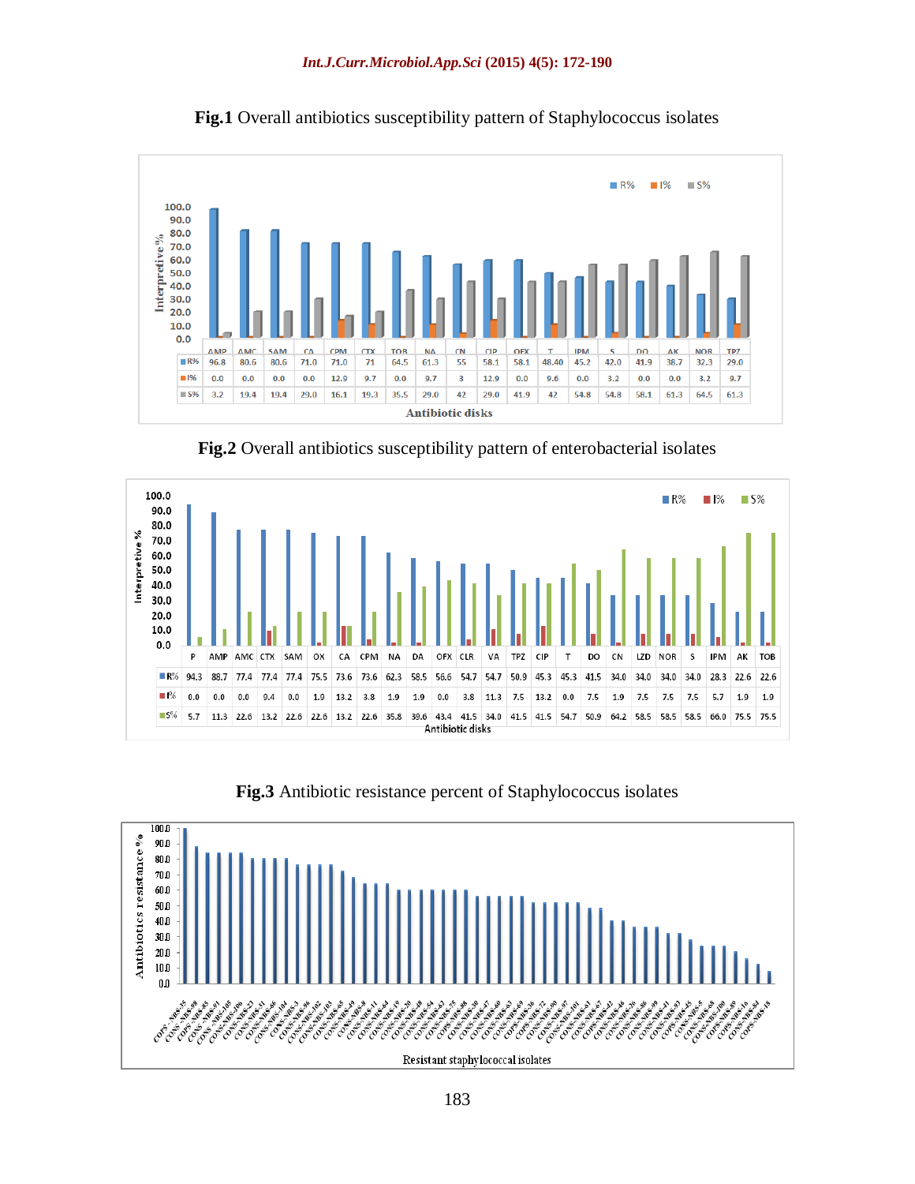**Fig.1** Overall antibiotics susceptibility pattern of Staphylococcus isolates

R% I% S%

Interpretive %

100.0 90.0 80.0 70.0 60.0 50.0 40.0 30.0 20.0 10.0 0.0

AMP AMC SAM CA CPM CTX TOB NA CN CIP OFX T IPM S DO AK NOR TPZ

R% 96.8 80.6 80.6 71.0 71.0 71 64.5 61.3 55 58.1 58.1 48.40 45.2 42.0 41.9 38.7 32.3 29.0

I% 0.0 0.0 0.0 0.0 12.9 9.7 0.0 9.7 3 12.9 0.0 9.6 0.0 3.2 0.0 0.0 3.2 9.7

S% 3.2 19.4 19.4 29.0 16.1 19.3 35.5 29.0 42 29.0 41.9 42 54.8 54.8 58.1 61.3 64.5 61.3

Antibiotic disks

**Fig.2** Overall antibiotics susceptibility pattern of enterobacterial isolates

R% I% S%

Interpretive %

100.0 90.0 80.0 70.0 60.0 50.0 40.0 30.0 20.0 10.0 0.0

P AMP AMC CTX SAM OX CA CPM NA DA OFX CLR VA TPZ CIP T DO CN LZD NOR S IPM AK TOB

R% 94.3 88.7 77.4 77.4 77.4 75.5 73.6 73.6 62.3 58.5 56.6 54.7 54.7 50.9 45.3 45.3 41.5 34.0 34.0 34.0 34.0 28.3 22.6 22.6

I% 0.0 0.0 0.0 9.4 0.0 1.9 13.2 3.8 1.9 1.9 0.0 3.8 11.3 7.5 13.2 0.0 7.5 1.9 7.5 7.5 7.5 5.7 1.9 1.9

S% 5.7 11.3 22.6 13.2 22.6 22.6 13.2 22.6 35.8 39.6 43.4 41.5 34.0 41.5 41.5 54.7 50.9 64.2 58.5 58.5 58.5 66.0 75.5 75.5

Antibiotic disks

**Fig.3** Antibiotic resistance percent of Staphylococcus isolates

Antibiotics resistance %

100.0 90.0 80.0 70.0 60.0 50.0 40.0 30.0 20.0 10.0 0.0

Resistant staphylococcal isolates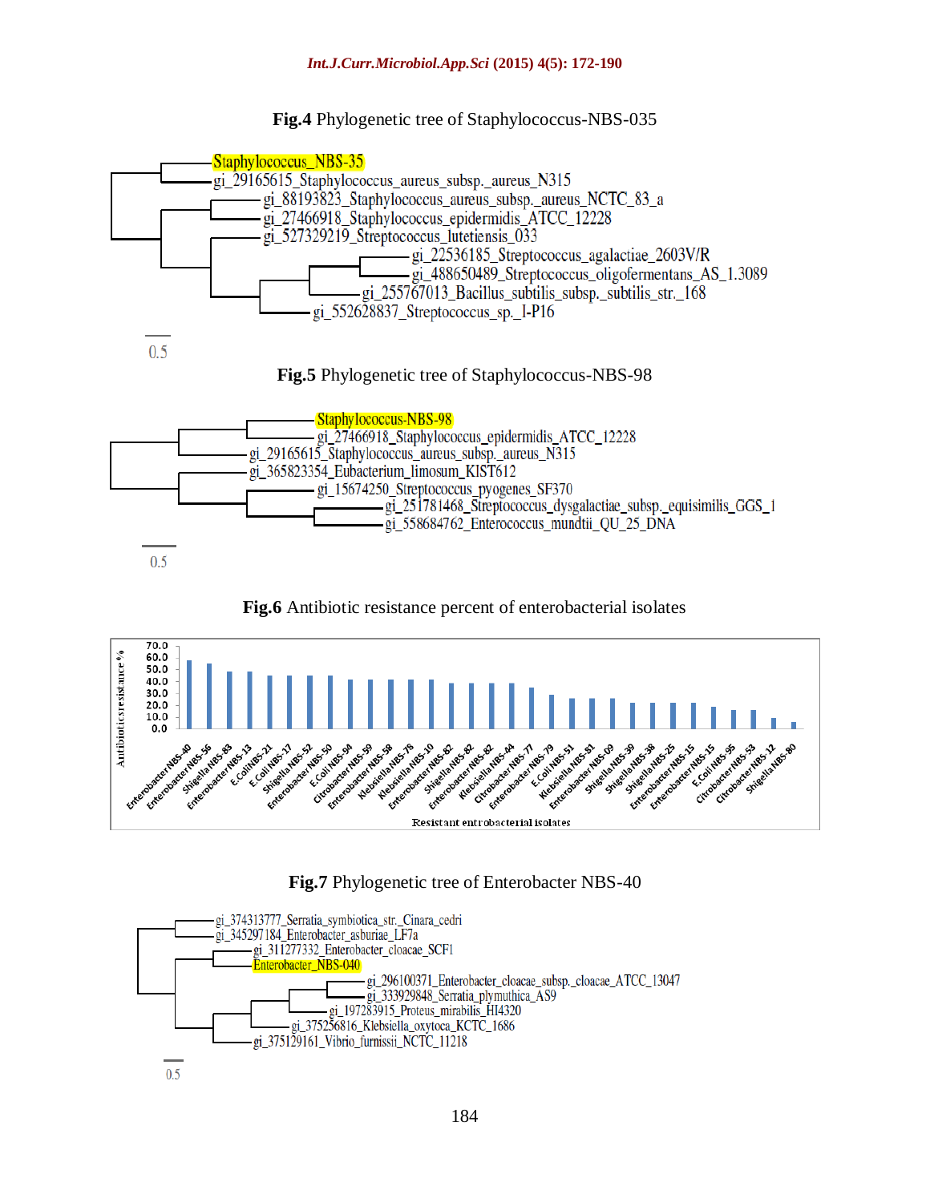**Fig.4** Phylogenetic tree of Staphylococcus-NBS-035

Staphylococcus_NBS-35
gi_29165615_Staphylococcus_aureus_subsp._aureus_N315
gi_88193823_Staphylococcus_aureus_subsp._aureus_NCTC_83_a
gi_27466918_Staphylococcus_epidermidis_ATCC_12228
gi_527329219_Streptococcus_lutetiensis_033
gi_22536185_Streptococcus_agalactiae_2603V/R
gi_488650489_Streptococcus_oligofermentans_AS_1.3089
gi_255767013_Bacillus_subtilis_subsp._subtilis_str._168
gi_552628837_Streptococcus_sp._I-P16
0.5

**Fig.5** Phylogenetic tree of Staphylococcus-NBS-98

Staphylococcus-NBS-98
gi_27466918_Staphylococcus_epidermidis_ATCC_12228
gi_29165615_Staphylococcus_aureus_subsp._aureus_N315
gi_365823354_Eubacterium_limosum_KIST612
gi_15674250_Streptococcus_pyogenes_SF370
gi_251781468_Streptococcus_dysgalactiae_subsp._equisimilis_GGS_1
gi_558684762_Enterococcus_mundtii_QU_25_DNA
0.5

**Fig.6** Antibiotic resistance percent of enterobacterial isolates

Antibiotics resistance %
70.0
60.0
50.0
40.0
30.0
20.0
10.0
0.0
Enterobacter NBS-40, Enterobacter NBS-56, Shigella NBS-83, Enterobacter NBS-13, E.Coli NBS-21, E.Coli NBS-17, Shigella NBS-52, Enterobacter NBS-50, E.Coli NBS-94, Citrobacter NBS-59, Enterobacter NBS-58, Klebsiella NBS-78, Klebsiella NBS-10, Enterobacter NBS-82, Shigella NBS-82, Enterobacter NBS-82, Klebsiella NBS-44, Citrobacter NBS-77, Enterobacter NBS-79, E.Coli NBS-51, Klebsiella NBS-81, Enterobacter NBS-09, Shigella NBS-39, Shigella NBS-38, Enterobacter NBS-25, Enterobacter NBS-15, E.Coli NBS-15, Citrobacter NBS-95, Citrobacter NBS-53, Citrobacter NBS-12, Shigella NBS-80
Resistant entrobacterial isolates

**Fig.7** Phylogenetic tree of Enterobacter NBS-40

gi_374313777_Serratia_symbiotica_str._Cinara_cedri
gi_345297184_Enterobacter_asburiae_LF7a
gi_311277332_Enterobacter_cloacae_SCF1
Enterobacter_NBS-040
gi_296100371_Enterobacter_cloacae_subsp._cloacae_ATCC_13047
gi_333929848_Serratia_plymuthica_AS9
gi_197283915_Proteus_mirabilis_HI4320
gi_375256816_Klebsiella_oxytoca_KCTC_1686
gi_375129161_Vibrio_furnissii_NCTC_11218
0.5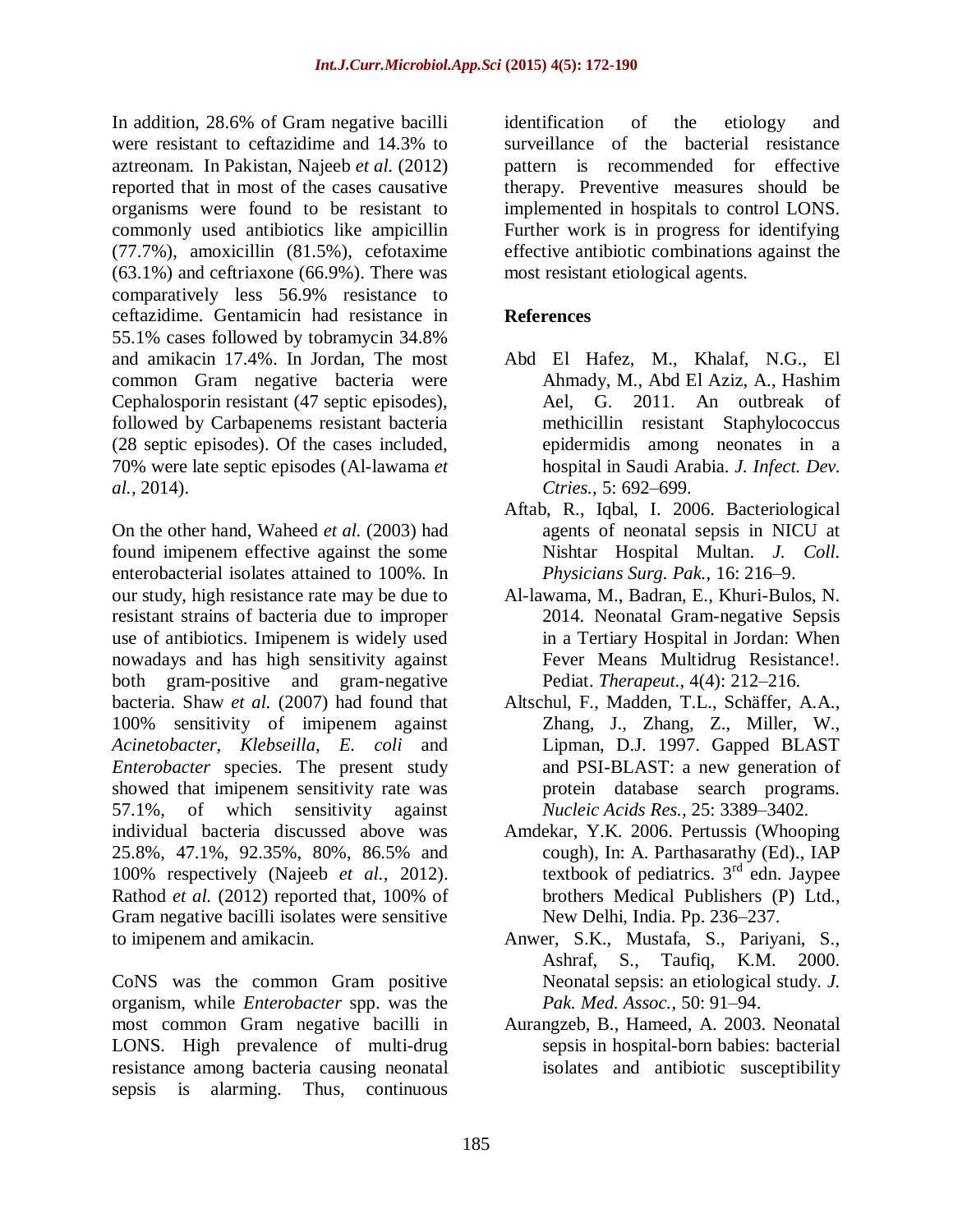In addition, 28.6% of Gram negative bacilli were resistant to ceftazidime and 14.3% to aztreonam. In Pakistan, Najeeb *et al.* (2012) reported that in most of the cases causative organisms were found to be resistant to commonly used antibiotics like ampicillin (77.7%), amoxicillin (81.5%), cefotaxime (63.1%) and ceftriaxone (66.9%). There was comparatively less 56.9% resistance to ceftazidime. Gentamicin had resistance in 55.1% cases followed by tobramycin 34.8% and amikacin 17.4%. In Jordan, The most common Gram negative bacteria were Cephalosporin resistant (47 septic episodes), followed by Carbapenems resistant bacteria (28 septic episodes). Of the cases included, 70% were late septic episodes (Al-lawama *et al.,* 2014).

On the other hand, Waheed *et al.* (2003) had found imipenem effective against the some enterobacterial isolates attained to 100%. In our study, high resistance rate may be due to resistant strains of bacteria due to improper use of antibiotics. Imipenem is widely used nowadays and has high sensitivity against both gram-positive and gram-negative bacteria. Shaw *et al.* (2007) had found that 100% sensitivity of imipenem against *Acinetobacter, Klebseilla*, *E. coli* and *Enterobacter* species. The present study showed that imipenem sensitivity rate was 57.1%, of which sensitivity against individual bacteria discussed above was 25.8%, 47.1%, 92.35%, 80%, 86.5% and 100% respectively (Najeeb *et al.,* 2012). Rathod *et al.* (2012) reported that, 100% of Gram negative bacilli isolates were sensitive to imipenem and amikacin.

CoNS was the common Gram positive organism, while *Enterobacter* spp. was the most common Gram negative bacilli in LONS. High prevalence of multi-drug resistance among bacteria causing neonatal sepsis is alarming. Thus, continuous identification of the etiology and surveillance of the bacterial resistance pattern is recommended for effective therapy. Preventive measures should be implemented in hospitals to control LONS. Further work is in progress for identifying effective antibiotic combinations against the most resistant etiological agents.

## References

Abd El Hafez, M., Khalaf, N.G., El Ahmady, M., Abd El Aziz, A., Hashim Ael, G. 2011. An outbreak of methicillin resistant Staphylococcus epidermidis among neonates in a hospital in Saudi Arabia. *J. Infect. Dev. Ctries.,* 5: 692–699.

Aftab, R., Iqbal, I. 2006. Bacteriological agents of neonatal sepsis in NICU at Nishtar Hospital Multan. *J. Coll. Physicians Surg. Pak.,* 16: 216–9.

Al-lawama, M., Badran, E., Khuri-Bulos, N. 2014. Neonatal Gram-negative Sepsis in a Tertiary Hospital in Jordan: When Fever Means Multidrug Resistance!. Pediat. *Therapeut.,* 4(4): 212–216.

Altschul, F., Madden, T.L., Schäffer, A.A., Zhang, J., Zhang, Z., Miller, W., Lipman, D.J. 1997. Gapped BLAST and PSI-BLAST: a new generation of protein database search programs. *Nucleic Acids Res.,* 25: 3389–3402.

Amdekar, Y.K. 2006. Pertussis (Whooping cough), In: A. Parthasarathy (Ed)., IAP textbook of pediatrics. 3rd edn. Jaypee brothers Medical Publishers (P) Ltd., New Delhi, India. Pp. 236–237.

Anwer, S.K., Mustafa, S., Pariyani, S., Ashraf, S., Taufiq, K.M. 2000. Neonatal sepsis: an etiological study. *J. Pak. Med. Assoc.,* 50: 91–94.

Aurangzeb, B., Hameed, A. 2003. Neonatal sepsis in hospital-born babies: bacterial isolates and antibiotic susceptibility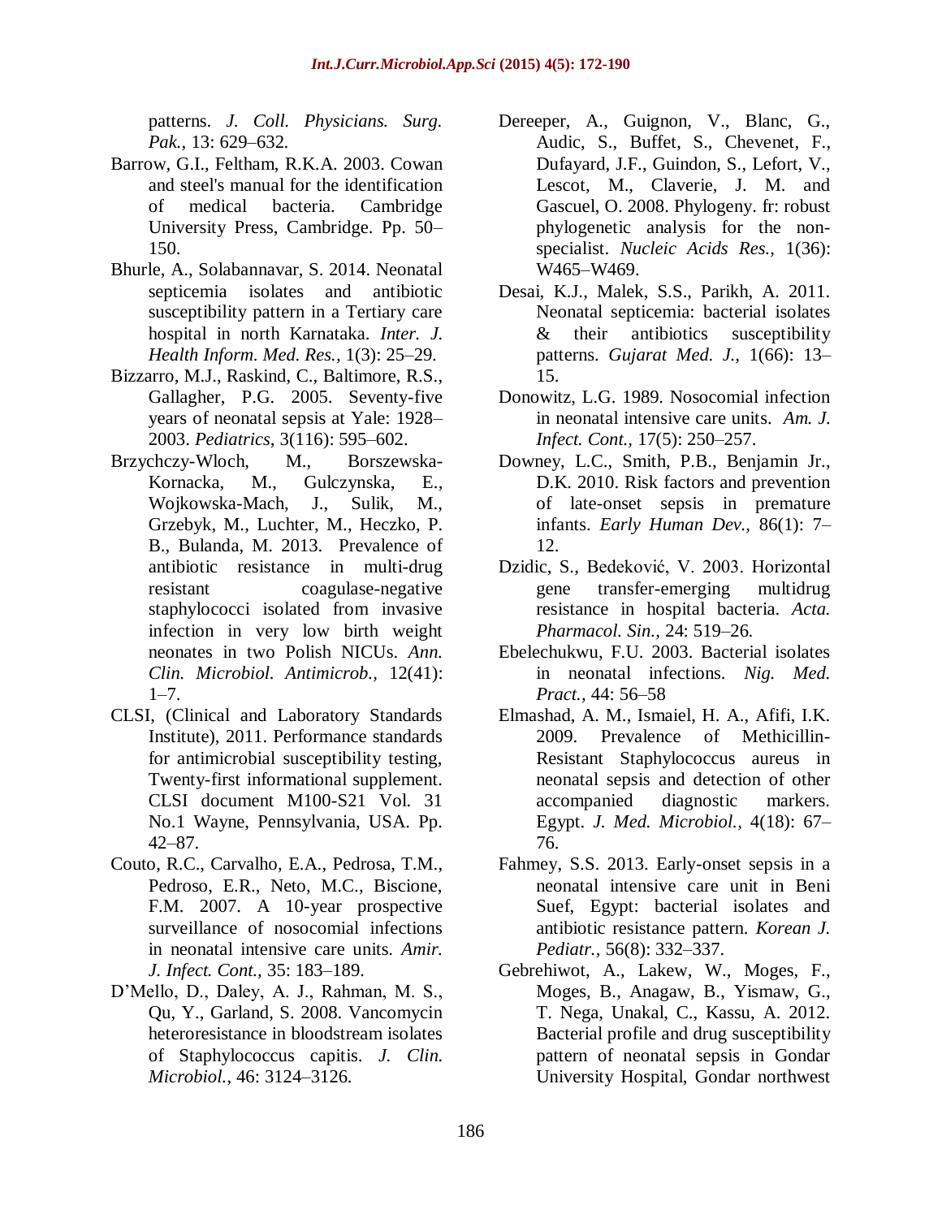patterns. *J. Coll. Physicians. Surg. Pak.*, 13: 629–632.

Barrow, G.I., Feltham, R.K.A. 2003. Cowan and steel's manual for the identification of medical bacteria. Cambridge University Press, Cambridge. Pp. 50–150.

Bhurle, A., Solabannavar, S. 2014. Neonatal septicemia isolates and antibiotic susceptibility pattern in a Tertiary care hospital in north Karnataka. *Inter. J. Health Inform. Med. Res.*, 1(3): 25–29.

Bizzarro, M.J., Raskind, C., Baltimore, R.S., Gallagher, P.G. 2005. Seventy-five years of neonatal sepsis at Yale: 1928–2003. *Pediatrics,* 3(116): 595–602.

Brzychczy-Wloch, M., Borszewska-Kornacka, M., Gulczynska, E., Wojkowska-Mach, J., Sulik, M., Grzebyk, M., Luchter, M., Heczko, P. B., Bulanda, M. 2013. Prevalence of antibiotic resistance in multi-drug resistant coagulase-negative staphylococci isolated from invasive infection in very low birth weight neonates in two Polish NICUs. *Ann. Clin. Microbiol. Antimicrob.,* 12(41): 1–7.

CLSI, (Clinical and Laboratory Standards Institute), 2011. Performance standards for antimicrobial susceptibility testing, Twenty-first informational supplement. CLSI document M100-S21 Vol. 31 No.1 Wayne, Pennsylvania, USA. Pp. 42–87.

Couto, R.C., Carvalho, E.A., Pedrosa, T.M., Pedroso, E.R., Neto, M.C., Biscione, F.M. 2007. A 10-year prospective surveillance of nosocomial infections in neonatal intensive care units. *Amir. J. Infect. Cont.,* 35: 183–189.

D'Mello, D., Daley, A. J., Rahman, M. S., Qu, Y., Garland, S. 2008. Vancomycin heteroresistance in bloodstream isolates of Staphylococcus capitis. *J. Clin. Microbiol.,* 46: 3124–3126.

Dereeper, A., Guignon, V., Blanc, G., Audic, S., Buffet, S., Chevenet, F., Dufayard, J.F., Guindon, S., Lefort, V., Lescot, M., Claverie, J. M. and Gascuel, O. 2008. Phylogeny. fr: robust phylogenetic analysis for the non-specialist. *Nucleic Acids Res.,* 1(36): W465–W469.

Desai, K.J., Malek, S.S., Parikh, A. 2011. Neonatal septicemia: bacterial isolates & their antibiotics susceptibility patterns. *Gujarat Med. J.,* 1(66): 13–15.

Donowitz, L.G. 1989. Nosocomial infection in neonatal intensive care units. *Am. J. Infect. Cont.,* 17(5): 250–257.

Downey, L.C., Smith, P.B., Benjamin Jr., D.K. 2010. Risk factors and prevention of late-onset sepsis in premature infants. *Early Human Dev.,* 86(1): 7–12.

Dzidic, S., Bedeković, V. 2003. Horizontal gene transfer-emerging multidrug resistance in hospital bacteria. *Acta. Pharmacol. Sin.,* 24: 519–26.

Ebelechukwu, F.U. 2003. Bacterial isolates in neonatal infections. *Nig. Med. Pract.,* 44: 56–58

Elmashad, A. M., Ismaiel, H. A., Afifi, I.K. 2009. Prevalence of Methicillin-Resistant Staphylococcus aureus in neonatal sepsis and detection of other accompanied diagnostic markers. Egypt. *J. Med. Microbiol.,* 4(18): 67–76.

Fahmey, S.S. 2013. Early-onset sepsis in a neonatal intensive care unit in Beni Suef, Egypt: bacterial isolates and antibiotic resistance pattern. *Korean J. Pediatr.,* 56(8): 332–337.

Gebrehiwot, A., Lakew, W., Moges, F., Moges, B., Anagaw, B., Yismaw, G., T. Nega, Unakal, C., Kassu, A. 2012. Bacterial profile and drug susceptibility pattern of neonatal sepsis in Gondar University Hospital, Gondar northwest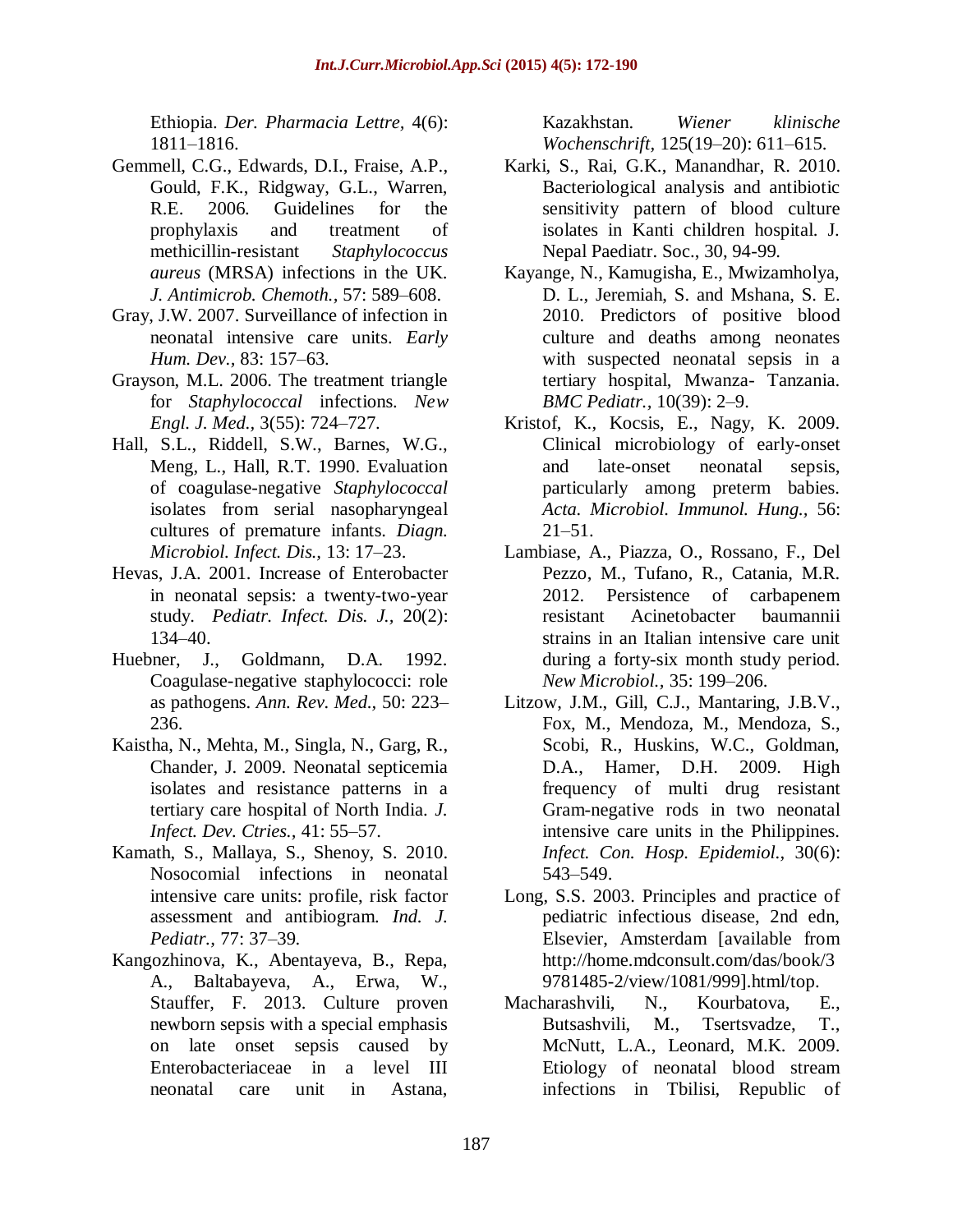Ethiopia. *Der. Pharmacia Lettre,* 4(6): 1811–1816.

Gemmell, C.G., Edwards, D.I., Fraise, A.P., Gould, F.K., Ridgway, G.L., Warren, R.E. 2006. Guidelines for the prophylaxis and treatment of methicillin-resistant *Staphylococcus aureus* (MRSA) infections in the UK. *J. Antimicrob. Chemoth.,* 57: 589–608.

Gray, J.W. 2007. Surveillance of infection in neonatal intensive care units. *Early Hum. Dev.,* 83: 157–63.

Grayson, M.L. 2006. The treatment triangle for *Staphylococcal* infections. *New Engl. J. Med.,* 3(55): 724–727.

Hall, S.L., Riddell, S.W., Barnes, W.G., Meng, L., Hall, R.T. 1990. Evaluation of coagulase-negative *Staphylococcal* isolates from serial nasopharyngeal cultures of premature infants. *Diagn. Microbiol. Infect. Dis.,* 13: 17–23.

Hevas, J.A. 2001. Increase of Enterobacter in neonatal sepsis: a twenty-two-year study. *Pediatr. Infect. Dis. J.,* 20(2): 134–40.

Huebner, J., Goldmann, D.A. 1992. Coagulase-negative staphylococci: role as pathogens. *Ann. Rev. Med.,* 50: 223–236.

Kaistha, N., Mehta, M., Singla, N., Garg, R., Chander, J. 2009. Neonatal septicemia isolates and resistance patterns in a tertiary care hospital of North India. *J. Infect. Dev. Ctries.,* 41: 55–57.

Kamath, S., Mallaya, S., Shenoy, S. 2010. Nosocomial infections in neonatal intensive care units: profile, risk factor assessment and antibiogram. *Ind. J. Pediatr.,* 77: 37–39.

Kangozhinova, K., Abentayeva, B., Repa, A., Baltabayeva, A., Erwa, W., Stauffer, F. 2013. Culture proven newborn sepsis with a special emphasis on late onset sepsis caused by Enterobacteriaceae in a level III neonatal care unit in Astana, Kazakhstan. *Wiener klinische Wochenschrift,* 125(19–20): 611–615.

Karki, S., Rai, G.K., Manandhar, R. 2010. Bacteriological analysis and antibiotic sensitivity pattern of blood culture isolates in Kanti children hospital. J. Nepal Paediatr. Soc., 30, 94-99.

Kayange, N., Kamugisha, E., Mwizamholya, D. L., Jeremiah, S. and Mshana, S. E. 2010. Predictors of positive blood culture and deaths among neonates with suspected neonatal sepsis in a tertiary hospital, Mwanza- Tanzania. *BMC Pediatr.,* 10(39): 2–9.

Kristof, K., Kocsis, E., Nagy, K. 2009. Clinical microbiology of early-onset and late-onset neonatal sepsis, particularly among preterm babies. *Acta. Microbiol. Immunol. Hung.,* 56: 21–51.

Lambiase, A., Piazza, O., Rossano, F., Del Pezzo, M., Tufano, R., Catania, M.R. 2012. Persistence of carbapenem resistant Acinetobacter baumannii strains in an Italian intensive care unit during a forty-six month study period. *New Microbiol.,* 35: 199–206.

Litzow, J.M., Gill, C.J., Mantaring, J.B.V., Fox, M., Mendoza, M., Mendoza, S., Scobi, R., Huskins, W.C., Goldman, D.A., Hamer, D.H. 2009. High frequency of multi drug resistant Gram-negative rods in two neonatal intensive care units in the Philippines. *Infect. Con. Hosp. Epidemiol.,* 30(6): 543–549.

Long, S.S. 2003. Principles and practice of pediatric infectious disease, 2nd edn, Elsevier, Amsterdam [available from http://home.mdconsult.com/das/book/39781485-2/view/1081/999].html/top.

Macharashvili, N., Kourbatova, E., Butsashvili, M., Tsertsvadze, T., McNutt, L.A., Leonard, M.K. 2009. Etiology of neonatal blood stream infections in Tbilisi, Republic of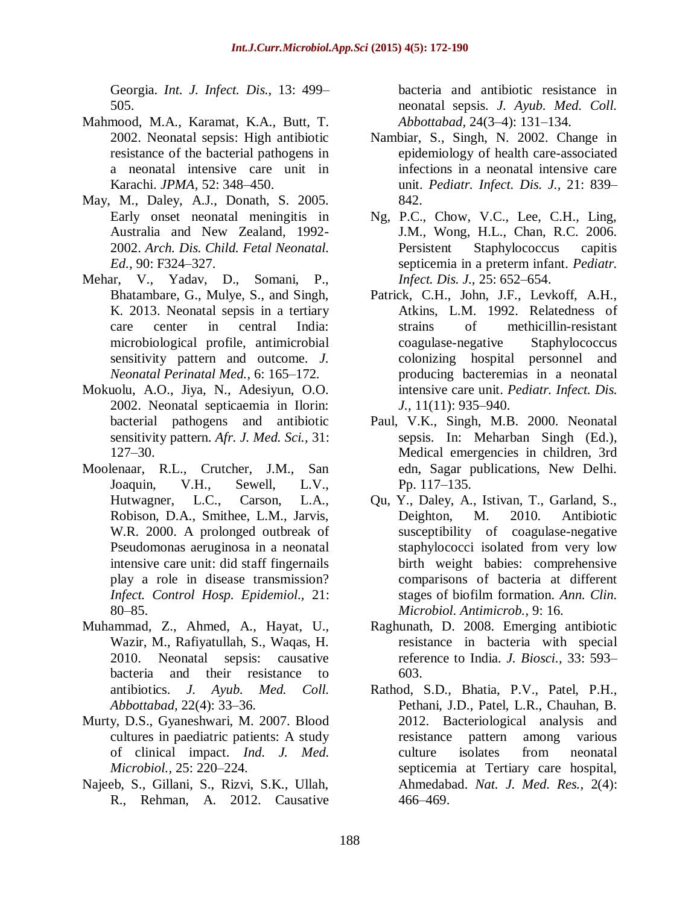Georgia. *Int. J. Infect. Dis.,* 13: 499–505.

Mahmood, M.A., Karamat, K.A., Butt, T. 2002. Neonatal sepsis: High antibiotic resistance of the bacterial pathogens in a neonatal intensive care unit in Karachi. *JPMA,* 52: 348–450.

May, M., Daley, A.J., Donath, S. 2005. Early onset neonatal meningitis in Australia and New Zealand, 1992-2002. *Arch. Dis. Child. Fetal Neonatal. Ed.,* 90: F324–327.

Mehar, V., Yadav, D., Somani, P., Bhatambare, G., Mulye, S., and Singh, K. 2013. Neonatal sepsis in a tertiary care center in central India: microbiological profile, antimicrobial sensitivity pattern and outcome. *J. Neonatal Perinatal Med.,* 6: 165–172.

Mokuolu, A.O., Jiya, N., Adesiyun, O.O. 2002. Neonatal septicaemia in Ilorin: bacterial pathogens and antibiotic sensitivity pattern. *Afr. J. Med. Sci.,* 31: 127–30.

Moolenaar, R.L., Crutcher, J.M., San Joaquin, V.H., Sewell, L.V., Hutwagner, L.C., Carson, L.A., Robison, D.A., Smithee, L.M., Jarvis, W.R. 2000. A prolonged outbreak of Pseudomonas aeruginosa in a neonatal intensive care unit: did staff fingernails play a role in disease transmission? *Infect. Control Hosp. Epidemiol.,* 21: 80–85.

Muhammad, Z., Ahmed, A., Hayat, U., Wazir, M., Rafiyatullah, S., Waqas, H. 2010. Neonatal sepsis: causative bacteria and their resistance to antibiotics. *J. Ayub. Med. Coll. Abbottabad,* 22(4): 33–36.

Murty, D.S., Gyaneshwari, M. 2007. Blood cultures in paediatric patients: A study of clinical impact. *Ind. J. Med. Microbiol.,* 25: 220–224.

Najeeb, S., Gillani, S., Rizvi, S.K., Ullah, R., Rehman, A. 2012. Causative bacteria and antibiotic resistance in neonatal sepsis. *J. Ayub. Med. Coll. Abbottabad,* 24(3–4): 131–134.

Nambiar, S., Singh, N. 2002. Change in epidemiology of health care-associated infections in a neonatal intensive care unit. *Pediatr. Infect. Dis. J.,* 21: 839–842.

Ng, P.C., Chow, V.C., Lee, C.H., Ling, J.M., Wong, H.L., Chan, R.C. 2006. Persistent Staphylococcus capitis septicemia in a preterm infant. *Pediatr. Infect. Dis. J.,* 25: 652–654.

Patrick, C.H., John, J.F., Levkoff, A.H., Atkins, L.M. 1992. Relatedness of strains of methicillin-resistant coagulase-negative Staphylococcus colonizing hospital personnel and producing bacteremias in a neonatal intensive care unit. *Pediatr. Infect. Dis. J.,* 11(11): 935–940.

Paul, V.K., Singh, M.B. 2000. Neonatal sepsis. In: Meharban Singh (Ed.), Medical emergencies in children, 3rd edn, Sagar publications, New Delhi. Pp. 117–135.

Qu, Y., Daley, A., Istivan, T., Garland, S., Deighton, M. 2010. Antibiotic susceptibility of coagulase-negative staphylococci isolated from very low birth weight babies: comprehensive comparisons of bacteria at different stages of biofilm formation. *Ann. Clin. Microbiol. Antimicrob.,* 9: 16.

Raghunath, D. 2008. Emerging antibiotic resistance in bacteria with special reference to India. *J. Biosci.,* 33: 593–603.

Rathod, S.D., Bhatia, P.V., Patel, P.H., Pethani, J.D., Patel, L.R., Chauhan, B. 2012. Bacteriological analysis and resistance pattern among various culture isolates from neonatal septicemia at Tertiary care hospital, Ahmedabad. *Nat. J. Med. Res.,* 2(4): 466–469.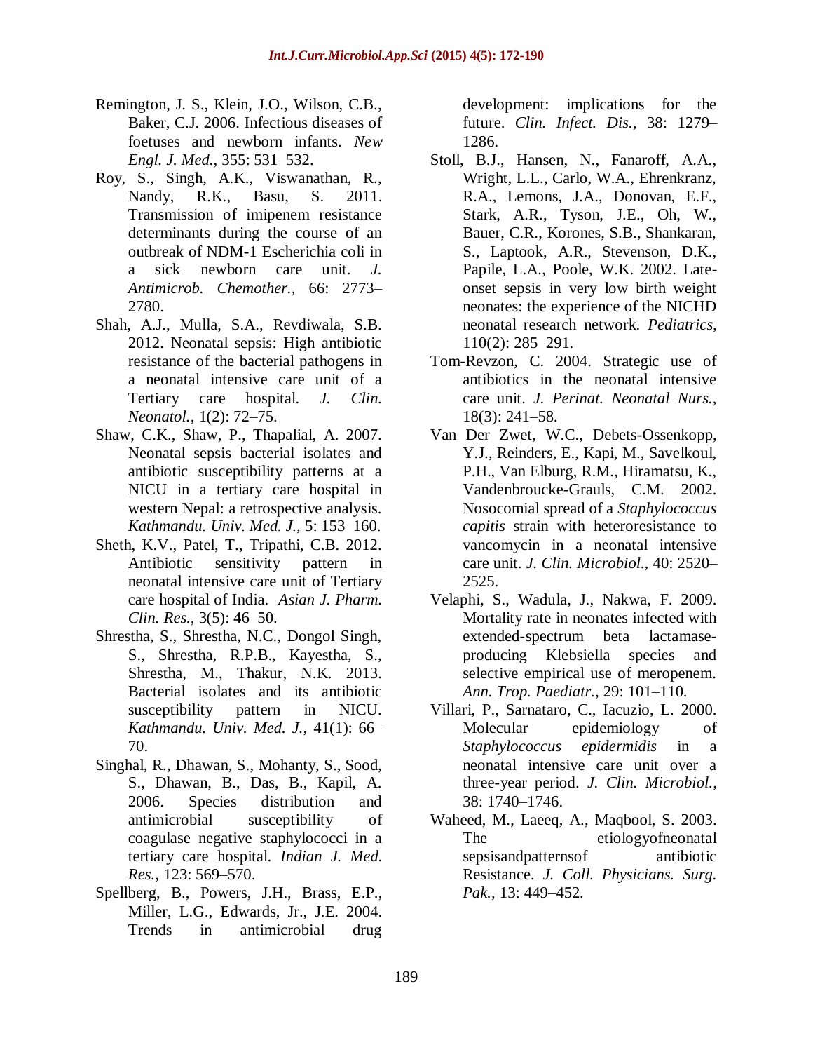Remington, J. S., Klein, J.O., Wilson, C.B., Baker, C.J. 2006. Infectious diseases of foetuses and newborn infants. *New Engl. J. Med.,* 355: 531–532.

Roy, S., Singh, A.K., Viswanathan, R., Nandy, R.K., Basu, S. 2011. Transmission of imipenem resistance determinants during the course of an outbreak of NDM-1 Escherichia coli in a sick newborn care unit. *J. Antimicrob. Chemother.,* 66: 2773–2780.

Shah, A.J., Mulla, S.A., Revdiwala, S.B. 2012. Neonatal sepsis: High antibiotic resistance of the bacterial pathogens in a neonatal intensive care unit of a Tertiary care hospital. *J. Clin. Neonatol.,* 1(2): 72–75.

Shaw, C.K., Shaw, P., Thapalial, A. 2007. Neonatal sepsis bacterial isolates and antibiotic susceptibility patterns at a NICU in a tertiary care hospital in western Nepal: a retrospective analysis. *Kathmandu. Univ. Med. J.,* 5: 153–160.

Sheth, K.V., Patel, T., Tripathi, C.B. 2012. Antibiotic sensitivity pattern in neonatal intensive care unit of Tertiary care hospital of India. *Asian J. Pharm. Clin. Res.,* 3(5): 46–50.

Shrestha, S., Shrestha, N.C., Dongol Singh, S., Shrestha, R.P.B., Kayestha, S., Shrestha, M., Thakur, N.K. 2013. Bacterial isolates and its antibiotic susceptibility pattern in NICU. *Kathmandu. Univ. Med. J.,* 41(1): 66–70.

Singhal, R., Dhawan, S., Mohanty, S., Sood, S., Dhawan, B., Das, B., Kapil, A. 2006. Species distribution and antimicrobial susceptibility of coagulase negative staphylococci in a tertiary care hospital. *Indian J. Med. Res.,* 123: 569–570.

Spellberg, B., Powers, J.H., Brass, E.P., Miller, L.G., Edwards, Jr., J.E. 2004. Trends in antimicrobial drug development: implications for the future. *Clin. Infect. Dis.,* 38: 1279–1286.

Stoll, B.J., Hansen, N., Fanaroff, A.A., Wright, L.L., Carlo, W.A., Ehrenkranz, R.A., Lemons, J.A., Donovan, E.F., Stark, A.R., Tyson, J.E., Oh, W., Bauer, C.R., Korones, S.B., Shankaran, S., Laptook, A.R., Stevenson, D.K., Papile, L.A., Poole, W.K. 2002. Late-onset sepsis in very low birth weight neonates: the experience of the NICHD neonatal research network. *Pediatrics,* 110(2): 285–291.

Tom-Revzon, C. 2004. Strategic use of antibiotics in the neonatal intensive care unit. *J. Perinat. Neonatal Nurs.,* 18(3): 241–58.

Van Der Zwet, W.C., Debets-Ossenkopp, Y.J., Reinders, E., Kapi, M., Savelkoul, P.H., Van Elburg, R.M., Hiramatsu, K., Vandenbroucke-Grauls, C.M. 2002. Nosocomial spread of a *Staphylococcus capitis* strain with heteroresistance to vancomycin in a neonatal intensive care unit. *J. Clin. Microbiol.,* 40: 2520–2525.

Velaphi, S., Wadula, J., Nakwa, F. 2009. Mortality rate in neonates infected with extended-spectrum beta lactamase-producing Klebsiella species and selective empirical use of meropenem. *Ann. Trop. Paediatr.,* 29: 101–110.

Villari, P., Sarnataro, C., Iacuzio, L. 2000. Molecular epidemiology of *Staphylococcus epidermidis* in a neonatal intensive care unit over a three-year period. *J. Clin. Microbiol.,* 38: 1740–1746.

Waheed, M., Laeeq, A., Maqbool, S. 2003. The etiologyofneonatal sepsisandpatternsof antibiotic Resistance. *J. Coll. Physicians. Surg. Pak.,* 13: 449–452.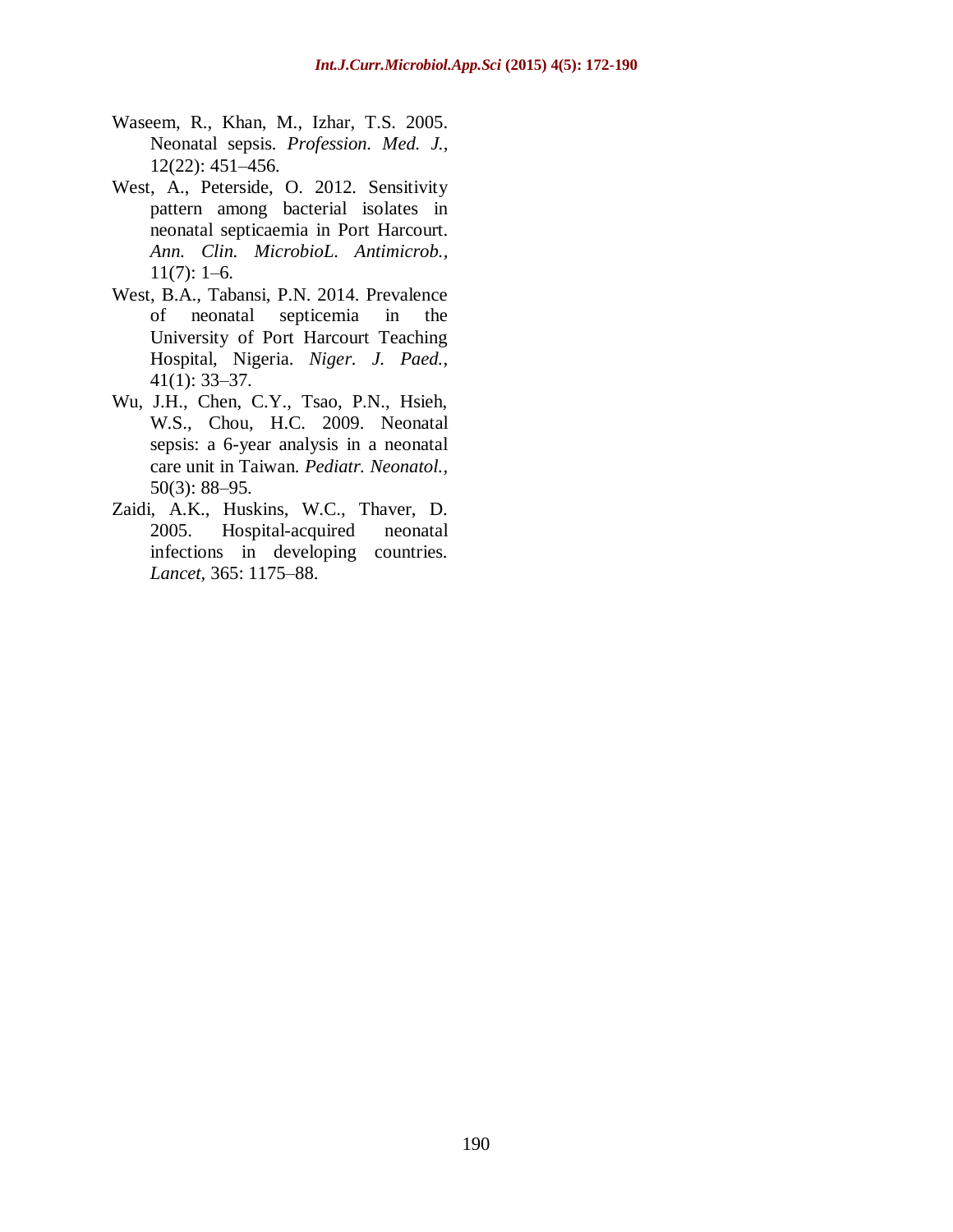Waseem, R., Khan, M., Izhar, T.S. 2005. Neonatal sepsis. *Profession. Med. J.,* 12(22): 451–456.

West, A., Peterside, O. 2012. Sensitivity pattern among bacterial isolates in neonatal septicaemia in Port Harcourt. *Ann. Clin. MicrobioL. Antimicrob.,* 11(7): 1–6.

West, B.A., Tabansi, P.N. 2014. Prevalence of neonatal septicemia in the University of Port Harcourt Teaching Hospital, Nigeria. *Niger. J. Paed.,* 41(1): 33–37.

Wu, J.H., Chen, C.Y., Tsao, P.N., Hsieh, W.S., Chou, H.C. 2009. Neonatal sepsis: a 6-year analysis in a neonatal care unit in Taiwan. *Pediatr. Neonatol.,* 50(3): 88–95.

Zaidi, A.K., Huskins, W.C., Thaver, D. 2005. Hospital-acquired neonatal infections in developing countries. *Lancet,* 365: 1175–88.